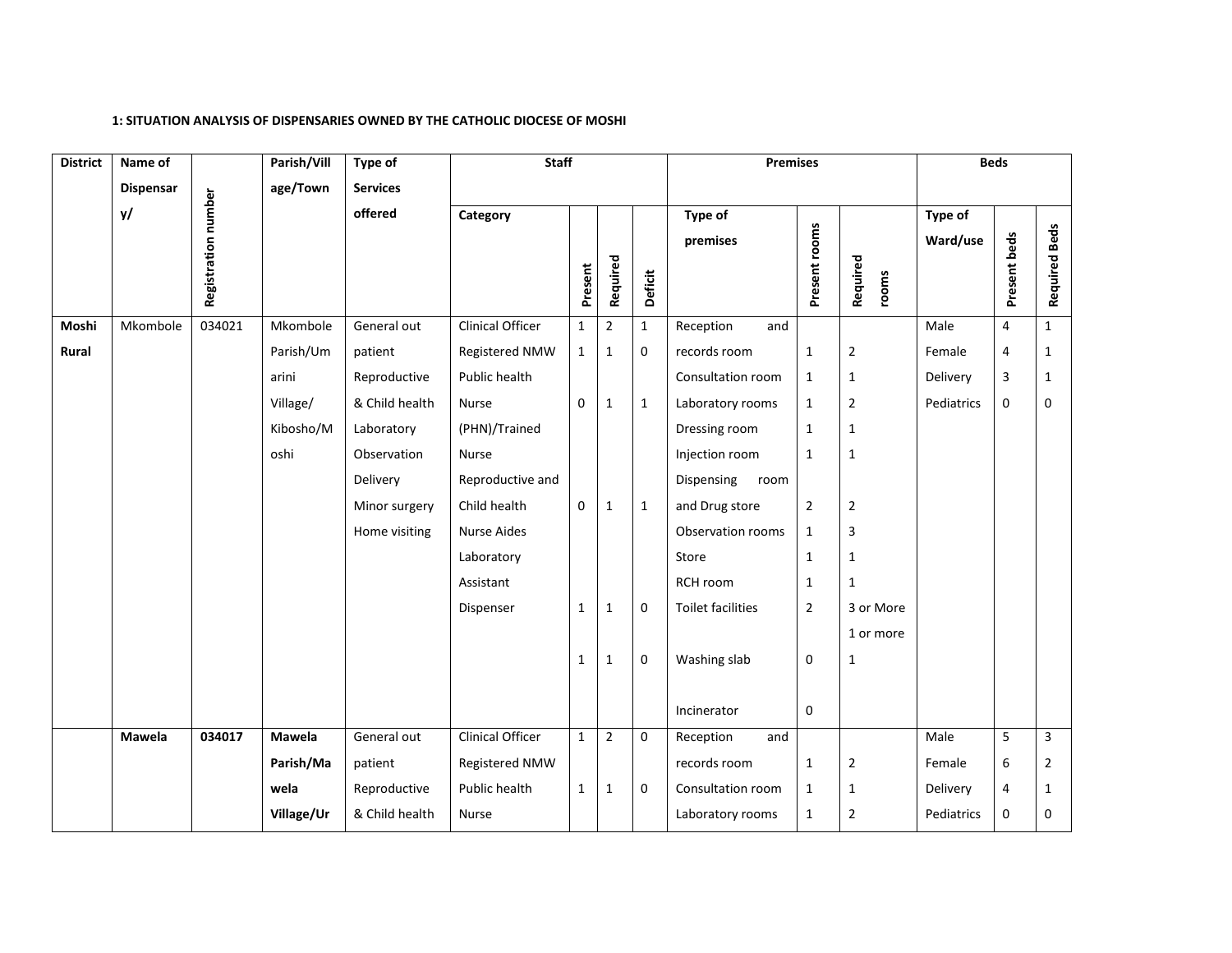**1: SITUATION ANALYSIS OF DISPENSARIES OWNED BY THE CATHOLIC DIOCESE OF MOSHI**

| District | Name of Dispensary/ | Registration number | Parish/Village/Town | Type of Services offered | Staff | | | | Premises | | | Beds | | |
|---|---|---|---|---|---|---|---|---|---|---|---|---|---|---|
| | | | | | Category | Present | Required | Deficit | Type of premises | Present rooms | Required rooms | Type of Ward/use | Present beds | Required Beds |
| Moshi Rural | Mkombole | 034021 | Mkombole Parish/Umarini Village/Kibosho/Moshi | General out patient | Clinical Officer | 1 | 2 | 1 | Reception and records room | 1 | 2 | Male | 4 | 1 |
| | | | | Reproductive & Child health | Registered NMW | 1 | 1 | 0 | Consultation room | 1 | 1 | Female | 4 | 1 |
| | | | | Laboratory | Public health Nurse (PHN)/Trained Nurse | 0 | 1 | 1 | Laboratory rooms | 1 | 2 | Delivery | 3 | 1 |
| | | | | Observation | Reproductive and Child health | 0 | 1 | 1 | Dressing room | 1 | 1 | Pediatrics | 0 | 0 |
| | | | | Delivery | Nurse Aides | | | | Injection room | 1 | 1 | | | |
| | | | | Minor surgery | Laboratory Assistant | 1 | 1 | 0 | Dispensing room and Drug store | 2 | 2 | | | |
| | | | | Home visiting | Dispenser | 1 | 1 | 0 | Observation rooms | 1 | 3 | | | |
| | | | | | | | | | Store | 1 | 1 | | | |
| | | | | | | | | | RCH room | 1 | 1 | | | |
| | | | | | | | | | Toilet facilities | 2 | 3 or More | | | |
| | | | | | | | | | | | 1 or more | | | |
| | | | | | | | | | Washing slab | 0 | 1 | | | |
| | | | | | | | | | Incinerator | 0 | | | | |
| | **Mawela** | **034017** | **Mawela Parish/Mawela Village/Ur** | General out patient | Clinical Officer | 1 | 2 | 0 | Reception and records room | 1 | 2 | Male | 5 | 3 |
| | | | | Reproductive & Child health | Registered NMW | | | | Consultation room | 1 | 1 | Female | 6 | 2 |
| | | | | | Public health Nurse | 1 | 1 | 0 | Laboratory rooms | 1 | 2 | Delivery | 4 | 1 |
| | | | | | | | | | | | | Pediatrics | 0 | 0 |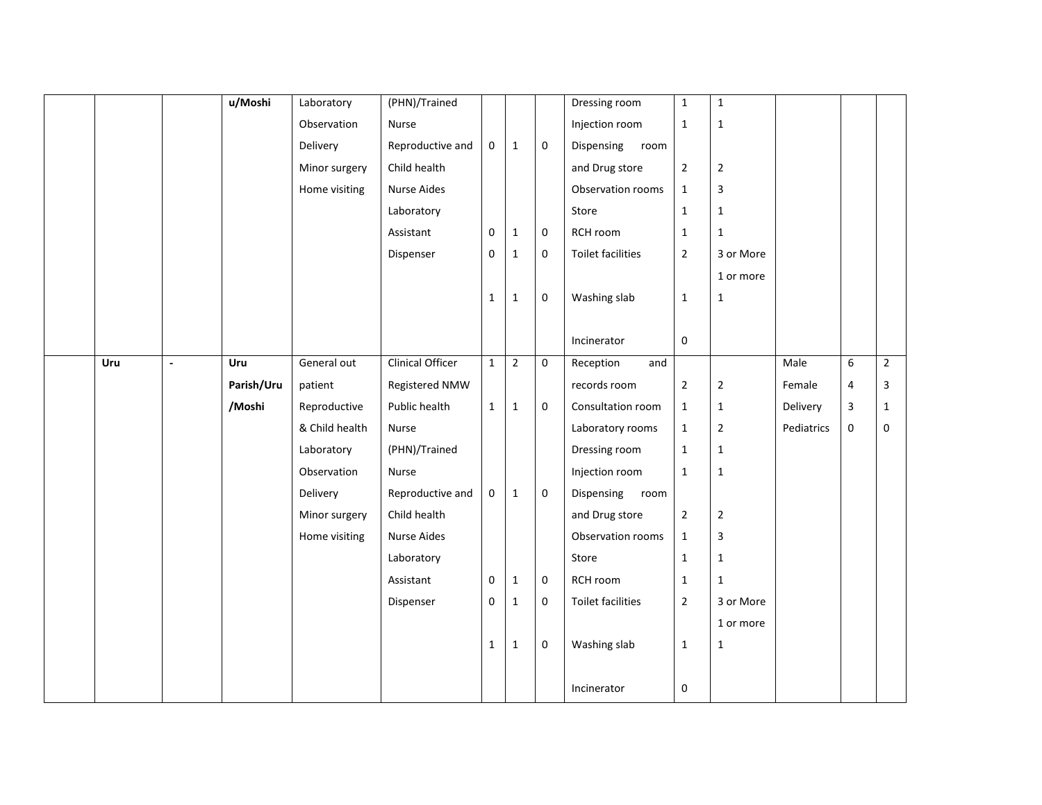| | | | | | | | | | | | | | | |
|---|---|---|---|---|---|---|---|---|---|---|---|---|---|---|
| | | | u/Moshi | Laboratory<br>Observation<br>Delivery<br>Minor surgery<br>Home visiting | (PHN)/Trained<br>Nurse<br>Reproductive and<br>Child health<br>Nurse Aides<br>Laboratory<br>Assistant<br>Dispenser | 0<br><br><br>0<br>0<br><br>1 | 1<br><br><br>1<br>1<br><br>1 | 0<br><br><br>0<br>0<br><br>0 | Dressing room<br>Injection room<br>Dispensing room and Drug store<br>Observation rooms<br>Store<br>RCH room<br>Toilet facilities<br><br>Washing slab<br><br>Incinerator | 1<br>1<br>2<br>1<br>1<br>1<br>2<br><br>1<br><br>0 | 1<br>1<br>2<br>3<br>1<br>1<br>3 or More<br>1 or more<br>1 | | | |
| | Uru | - | Uru Parish/Uru /Moshi | General out patient<br>Reproductive & Child health<br>Laboratory<br>Observation<br>Delivery<br>Minor surgery<br>Home visiting | Clinical Officer<br>Registered NMW<br>Public health Nurse (PHN)/Trained Nurse<br>Reproductive and Child health<br>Nurse Aides<br>Laboratory<br>Assistant<br>Dispenser | 1<br>1<br><br>0<br><br>0<br>0<br><br>1 | 2<br>1<br><br>1<br><br>1<br>1<br><br>1 | 0<br>0<br><br>0<br><br>0<br>0<br><br>0 | Reception and records room<br>Consultation room<br>Laboratory rooms<br>Dressing room<br>Injection room<br>Dispensing room and Drug store<br>Observation rooms<br>Store<br>RCH room<br>Toilet facilities<br><br>Washing slab<br><br>Incinerator | 2<br>1<br>1<br>1<br>1<br>2<br>1<br>1<br>1<br>2<br><br>1<br><br>0 | 2<br>1<br>2<br>1<br>1<br>2<br>3<br>1<br>1<br>3 or More<br>1 or more<br>1 | Male<br>Female<br>Delivery<br>Pediatrics | 6<br>4<br>3<br>0 | 2<br>3<br>1<br>0 |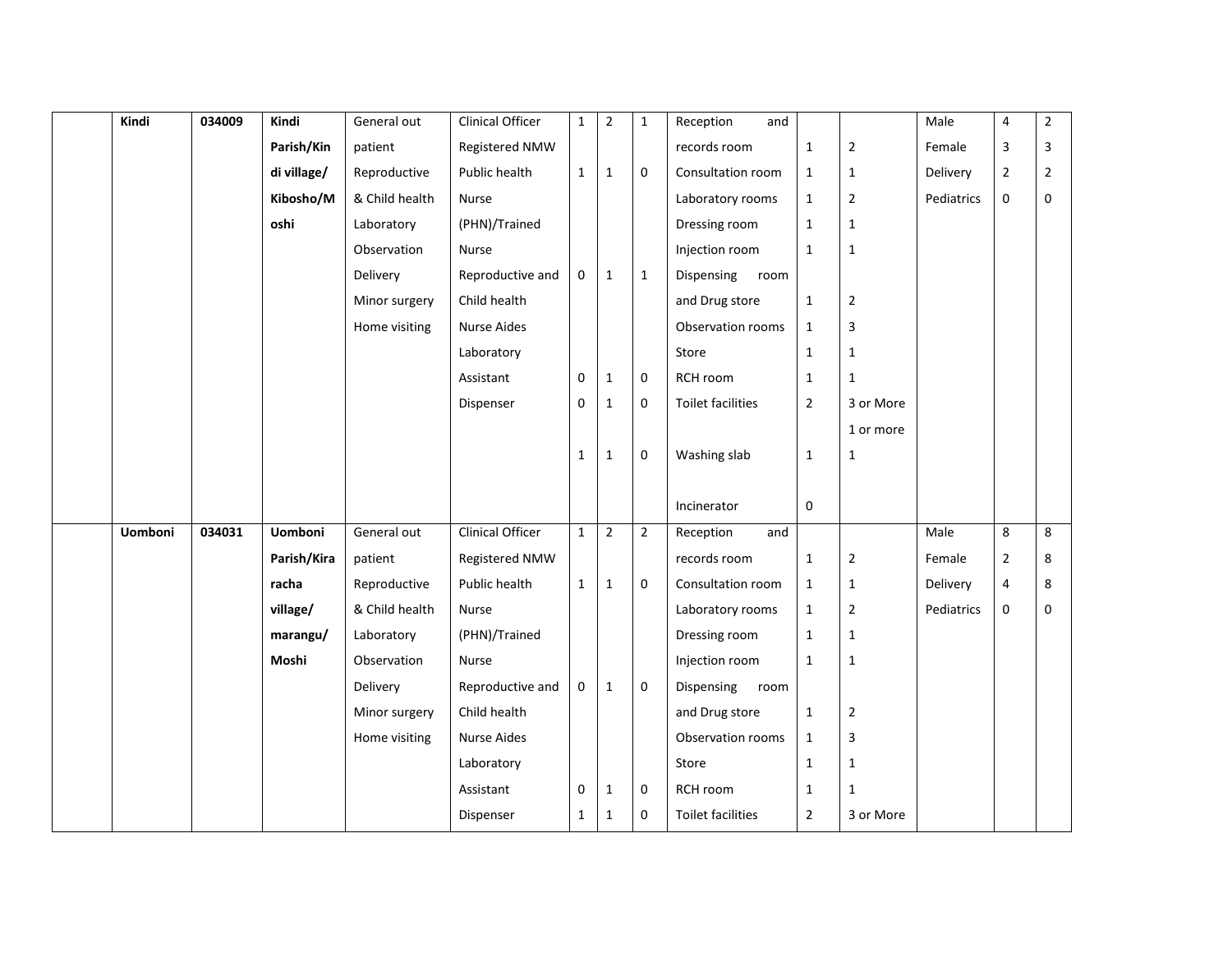| | Kindi | 034009 | Kindi Parish/Kindi village/ Kibosho/Moshi | General out patient<br>Reproductive & Child health<br>Laboratory<br>Observation<br>Delivery<br>Minor surgery<br>Home visiting | Clinical Officer<br>Registered NMW<br>Public health Nurse (PHN)/Trained Nurse<br>Reproductive and Child health Nurse Aides<br>Laboratory Assistant<br>Dispenser | 1<br><br>1<br><br>0<br><br>0<br>0<br><br>1 | 2<br><br>1<br><br>1<br><br>1<br>1<br><br>1 | 1<br><br>0<br><br>1<br><br>0<br>0<br><br>0 | Reception and records room<br>Consultation room<br>Laboratory rooms<br>Dressing room<br>Injection room<br>Dispensing room and Drug store<br>Observation rooms<br>Store<br>RCH room<br>Toilet facilities<br>Washing slab<br>Incinerator | 1<br>1<br>1<br>1<br>1<br>1<br>1<br>1<br>1<br>2<br>1<br>0 | 2<br>1<br>2<br>1<br>1<br>2<br>3<br>1<br>1<br>3 or More<br>1 or more<br>1 | Male<br>Female<br>Delivery<br>Pediatrics | 4<br>3<br>2<br>0 | 2<br>3<br>2<br>0 |
|---|---|---|---|---|---|---|---|---|---|---|---|---|---|---|
| | Uomboni | 034031 | Uomboni Parish/Kiraracha village/ marangu/ Moshi | General out patient<br>Reproductive & Child health<br>Laboratory<br>Observation<br>Delivery<br>Minor surgery<br>Home visiting | Clinical Officer<br>Registered NMW<br>Public health Nurse (PHN)/Trained Nurse<br>Reproductive and Child health Nurse Aides<br>Laboratory Assistant<br>Dispenser | 1<br><br>1<br><br>0<br><br>0<br>1 | 2<br><br>1<br><br>1<br><br>1<br>1 | 2<br><br>0<br><br>0<br><br>0<br>0 | Reception and records room<br>Consultation room<br>Laboratory rooms<br>Dressing room<br>Injection room<br>Dispensing room and Drug store<br>Observation rooms<br>Store<br>RCH room<br>Toilet facilities | 1<br>1<br>1<br>1<br>1<br>1<br>1<br>1<br>1<br>2 | 2<br>1<br>2<br>1<br>1<br>2<br>3<br>1<br>1<br>3 or More | Male<br>Female<br>Delivery<br>Pediatrics | 8<br>2<br>4<br>0 | 8<br>8<br>8<br>0 |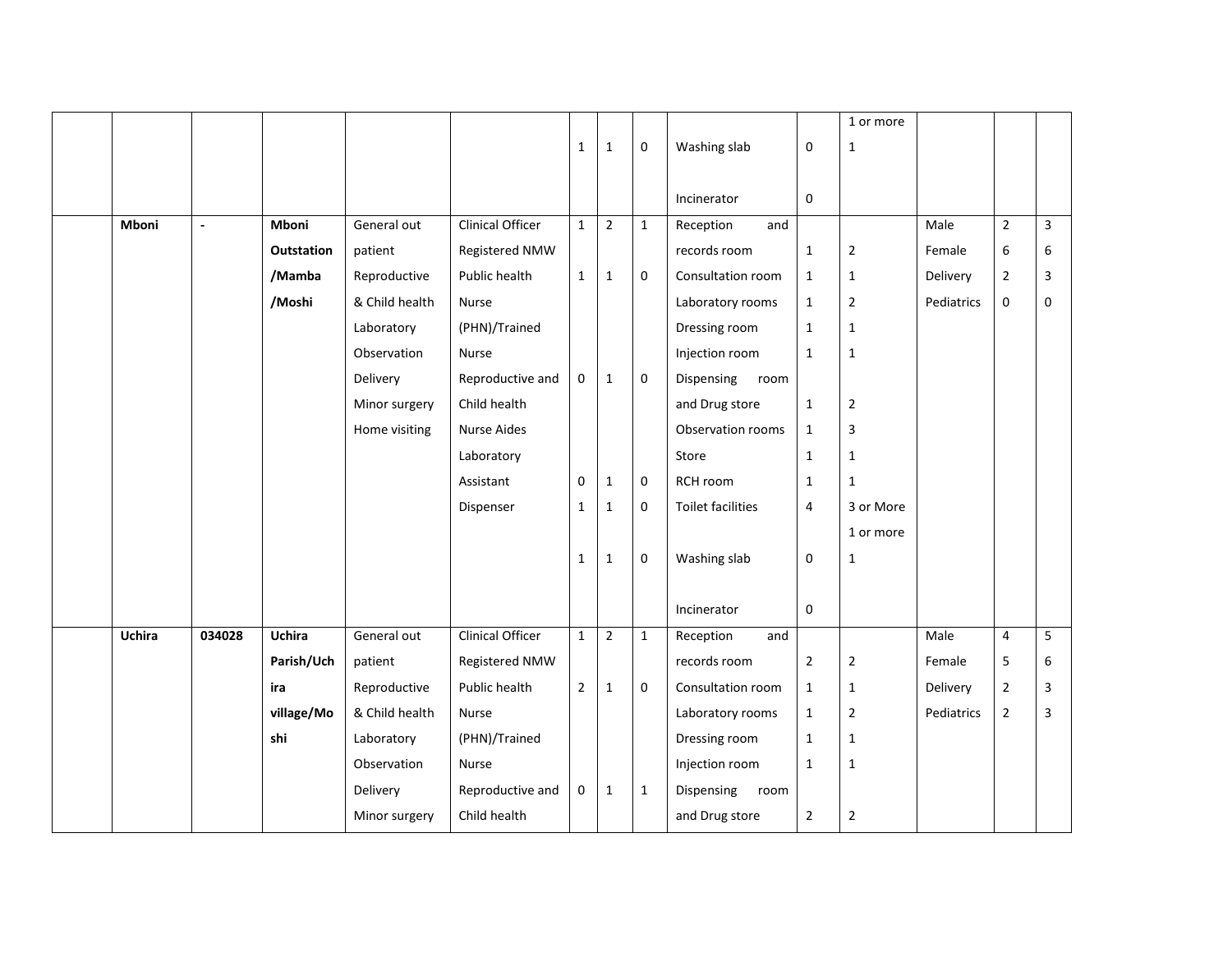| | | | | | | | | | | | | | |
|---|---|---|---|---|---|---|---|---|---|---|---|---|---|
| | | | | | 1 | 1 | 0 | Washing slab<br><br>Incinerator | 0<br><br>0 | 1 or more<br>1 | | | |
| | **Mboni** | - | **Mboni Outstation /Mamba /Moshi** | General out patient<br>Reproductive & Child health<br>Laboratory<br>Observation<br>Delivery<br>Minor surgery<br>Home visiting | Clinical Officer<br>Registered NMW<br>Public health Nurse (PHN)/Trained Nurse<br>Reproductive and Child health Nurse Aides<br>Laboratory Assistant<br>Dispenser | 1<br><br>1<br><br>0<br><br>0<br>1<br><br>1 | 2<br><br>1<br><br>1<br><br>1<br>1<br><br>1 | 1<br><br>0<br><br>0<br><br>0<br>0<br><br>0 | Reception and records room<br>Consultation room<br>Laboratory rooms<br>Dressing room<br>Injection room<br>Dispensing room and Drug store<br>Observation rooms<br>Store<br>RCH room<br>Toilet facilities<br><br>Washing slab<br><br>Incinerator | 1<br>1<br>1<br>1<br>1<br>1<br>1<br>1<br>1<br>4<br><br>0<br><br>0 | 2<br>1<br>2<br>1<br>1<br>2<br>3<br>1<br>1<br>3 or More<br>1 or more<br>1 | Male<br>Female<br>Delivery<br>Pediatrics | 2<br>6<br>2<br>0 | 3<br>6<br>3<br>0 |
| | **Uchira** | **034028** | **Uchira Parish/Uchira village/Moshi** | General out patient<br>Reproductive & Child health<br>Laboratory<br>Observation<br>Delivery<br>Minor surgery | Clinical Officer<br>Registered NMW<br>Public health Nurse (PHN)/Trained Nurse<br>Reproductive and Child health | 1<br><br>2<br><br>0 | 2<br><br>1<br><br>1 | 1<br><br>0<br><br>1 | Reception and records room<br>Consultation room<br>Laboratory rooms<br>Dressing room<br>Injection room<br>Dispensing room and Drug store | 2<br>1<br>1<br>1<br>1<br>2 | 2<br>1<br>2<br>1<br>1<br>2 | Male<br>Female<br>Delivery<br>Pediatrics | 4<br>5<br>2<br>2 | 5<br>6<br>3<br>3 |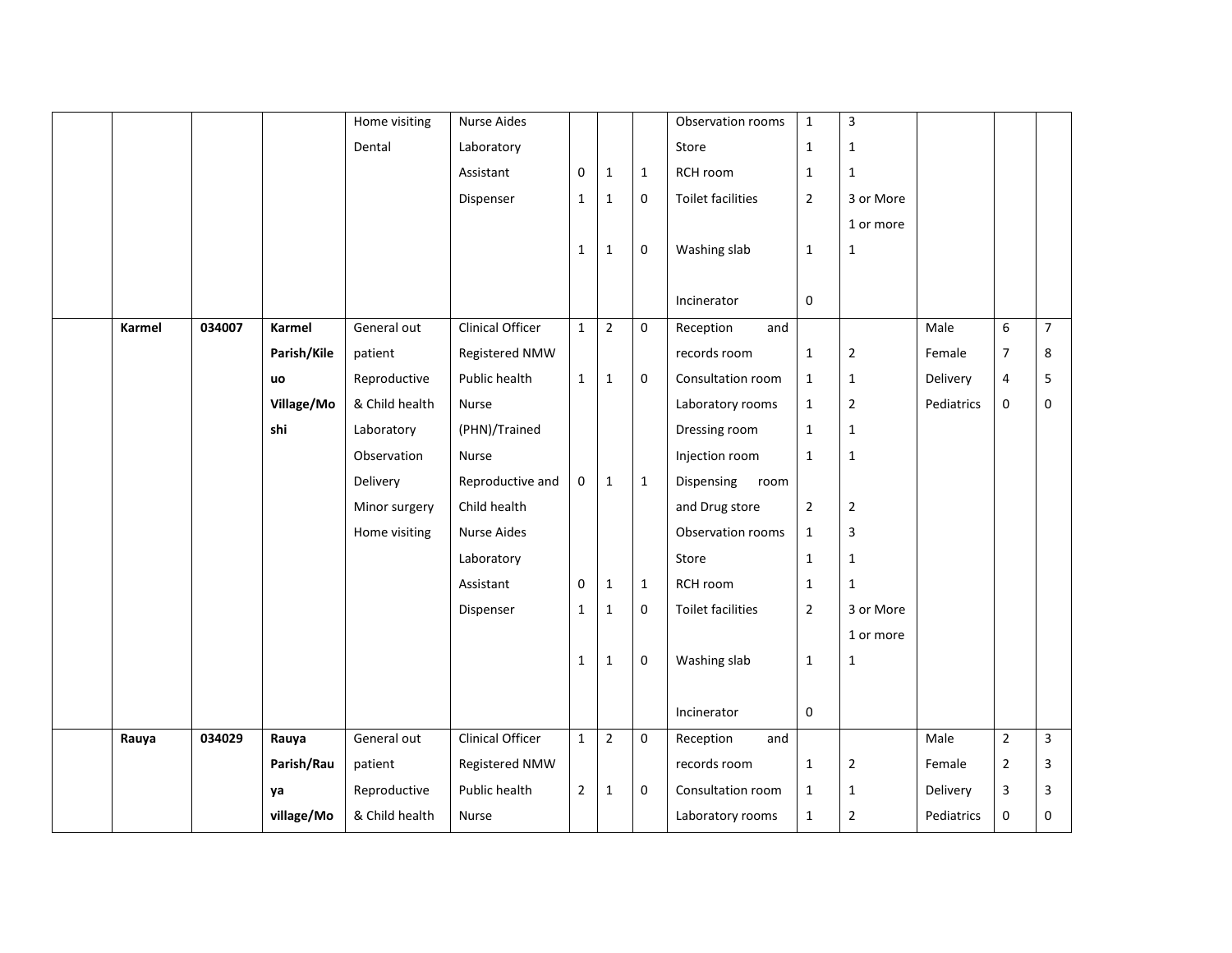| | | | | | | | | | | | | | | |
|---|---|---|---|---|---|---|---|---|---|---|---|---|---|---|
| | | | | Home visiting | Nurse Aides | | | | Observation rooms | 1 | 3 | | | |
| | | | | Dental | Laboratory | | | | Store | 1 | 1 | | | |
| | | | | | Assistant | 0 | 1 | 1 | RCH room | 1 | 1 | | | |
| | | | | | Dispenser | 1 | 1 | 0 | Toilet facilities | 2 | 3 or More | | | |
| | | | | | | | | | | | 1 or more | | | |
| | | | | | | 1 | 1 | 0 | Washing slab | 1 | 1 | | | |
| | | | | | | | | | Incinerator | 0 | | | | |
| | **Karmel** | **034007** | **Karmel Parish/Kileuo Village/Moshi** | General out patient | Clinical Officer | 1 | 2 | 0 | Reception and records room | 1 | 2 | Male | 6 | 7 |
| | | | | Reproductive & Child health | Registered NMW | | | | Consultation room | 1 | 1 | Female | 7 | 8 |
| | | | | Laboratory | Public health Nurse (PHN)/Trained Nurse | 1 | 1 | 0 | Laboratory rooms | 1 | 2 | Delivery | 4 | 5 |
| | | | | Observation | | | | | Dressing room | 1 | 1 | Pediatrics | 0 | 0 |
| | | | | Delivery | | | | | Injection room | 1 | 1 | | | |
| | | | | Minor surgery | Reproductive and Child health | 0 | 1 | 1 | Dispensing room and Drug store | 2 | 2 | | | |
| | | | | Home visiting | Nurse Aides | | | | Observation rooms | 1 | 3 | | | |
| | | | | | Laboratory | | | | Store | 1 | 1 | | | |
| | | | | | Assistant | 0 | 1 | 1 | RCH room | 1 | 1 | | | |
| | | | | | Dispenser | 1 | 1 | 0 | Toilet facilities | 2 | 3 or More | | | |
| | | | | | | | | | | | 1 or more | | | |
| | | | | | | 1 | 1 | 0 | Washing slab | 1 | 1 | | | |
| | | | | | | | | | Incinerator | 0 | | | | |
| | **Rauya** | **034029** | **Rauya Parish/Rauya village/Mo** | General out patient | Clinical Officer | 1 | 2 | 0 | Reception and records room | 1 | 2 | Male | 2 | 3 |
| | | | | Reproductive | Registered NMW | | | | Consultation room | 1 | 1 | Female | 2 | 3 |
| | | | | & Child health | Public health Nurse | 2 | 1 | 0 | Laboratory rooms | 1 | 2 | Delivery | 3 | 3 |
| | | | | | | | | | | | | Pediatrics | 0 | 0 |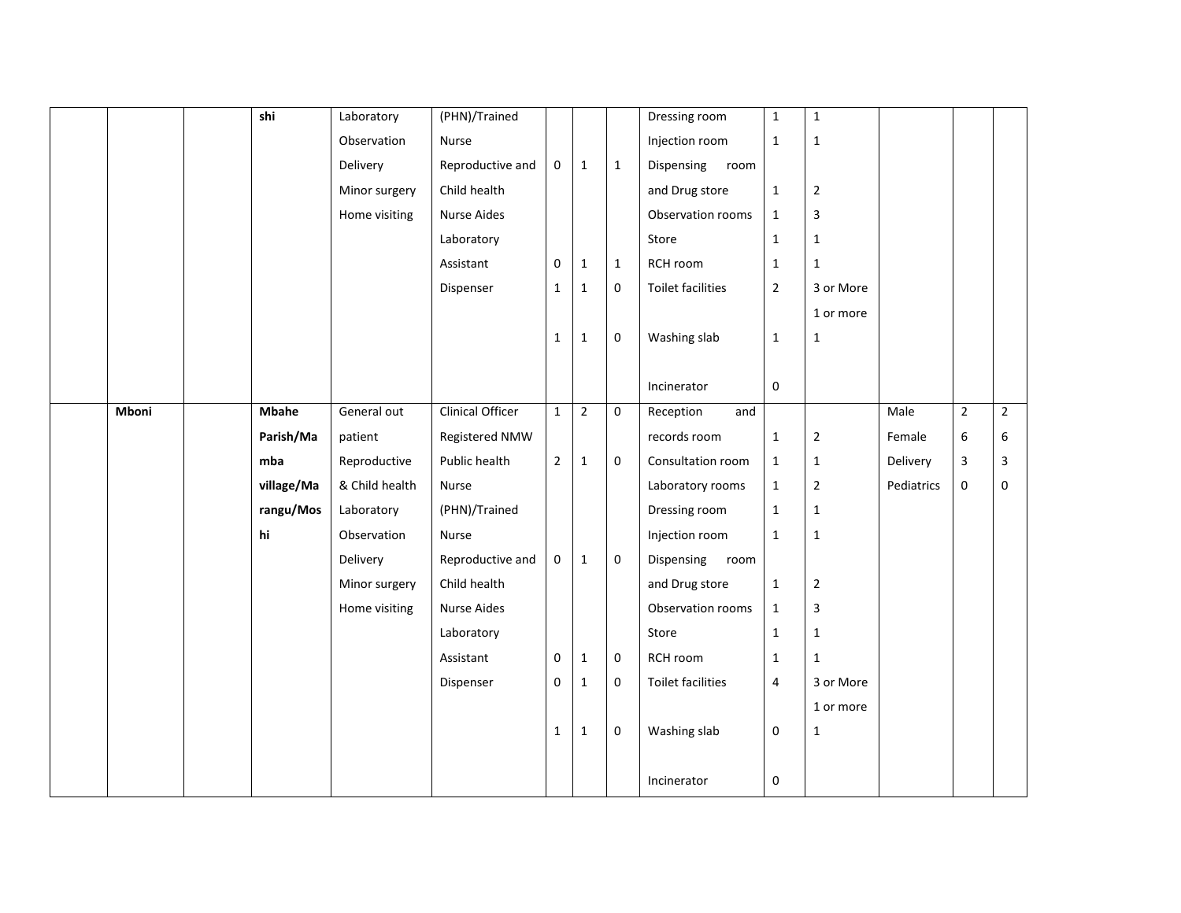|  |  |  |  |  |  |  |  |  |  |  |  |  |  |
|---|---|---|---|---|---|---|---|---|---|---|---|---|---|
|  |  |  | shi | Laboratory<br>Observation<br>Delivery<br>Minor surgery<br>Home visiting | (PHN)/Trained Nurse<br>Reproductive and Child health Nurse Aides<br>Laboratory Assistant<br>Dispenser | 0<br><br>0<br>1<br><br>1 | 1<br><br>1<br>1<br><br>1 | 1<br><br>1<br>0<br><br>0 | Dressing room<br>Injection room<br>Dispensing room and Drug store<br>Observation rooms<br>Store<br>RCH room<br>Toilet facilities<br><br>Washing slab<br><br>Incinerator | 1<br>1<br>1<br>1<br>1<br>1<br>2<br><br>1<br><br>0 | 1<br>1<br>2<br>3<br>1<br>1<br>3 or More<br>1 or more<br>1 |  |  |  |
|  | Mboni |  | Mbahe Parish/Mamba village/Marangu/Moshi | General out patient<br>Reproductive & Child health<br>Laboratory<br>Observation<br>Delivery<br>Minor surgery<br>Home visiting | Clinical Officer<br>Registered NMW<br>Public health Nurse (PHN)/Trained Nurse<br>Reproductive and Child health Nurse Aides<br>Laboratory Assistant<br>Dispenser | 1<br><br>2<br><br>0<br><br>0<br>0<br><br>1 | 2<br><br>1<br><br>1<br><br>1<br>1<br><br>1 | 0<br><br>0<br><br>0<br><br>0<br>0<br><br>0 | Reception and records room<br>Consultation room<br>Laboratory rooms<br>Dressing room<br>Injection room<br>Dispensing room and Drug store<br>Observation rooms<br>Store<br>RCH room<br>Toilet facilities<br><br>Washing slab<br><br>Incinerator | 1<br>1<br>1<br>1<br>1<br>1<br>1<br>1<br>1<br>4<br><br>0<br><br>0 | 2<br>1<br>2<br>1<br>1<br>2<br>3<br>1<br>1<br>3 or More<br>1 or more<br>1 | Male<br>Female<br>Delivery<br>Pediatrics | 2<br>6<br>3<br>0 | 2<br>6<br>3<br>0 |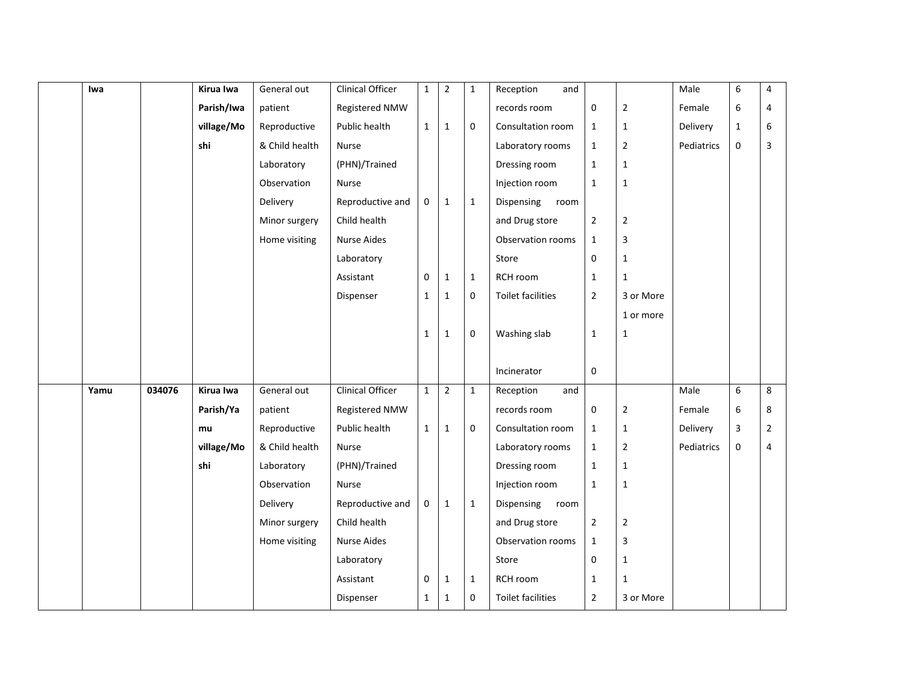| | Iwa | | Kirua Iwa Parish/Iwa village/Moshi | General out patient<br>Reproductive & Child health<br>Laboratory<br>Observation<br>Delivery<br>Minor surgery<br>Home visiting | Clinical Officer<br>Registered NMW<br>Public health Nurse (PHN)/Trained Nurse<br>Reproductive and Child health Nurse Aides<br>Laboratory Assistant<br>Dispenser | 1<br><br>1<br><br>0<br><br>0<br>1<br><br>1 | 2<br><br>1<br><br>1<br><br>1<br>1<br><br>1 | 1<br><br>0<br><br>1<br><br>1<br>0<br><br>0 | Reception and records room<br>Consultation room<br>Laboratory rooms<br>Dressing room<br>Injection room<br>Dispensing room and Drug store<br>Observation rooms<br>Store<br>RCH room<br>Toilet facilities<br><br>Washing slab<br><br>Incinerator | 0<br>1<br>1<br>1<br>1<br>2<br>1<br>0<br>1<br>2<br><br>1<br><br>0 | 2<br>1<br>2<br>1<br>1<br>2<br>3<br>1<br>1<br>3 or More<br>1 or more<br>1 | Male<br>Female<br>Delivery<br>Pediatrics | 6<br>6<br>1<br>0 | 4<br>4<br>6<br>3 |
|---|---|---|---|---|---|---|---|---|---|---|---|---|---|---|
| | Yamu | 034076 | Kirua Iwa Parish/Yamu village/Moshi | General out patient<br>Reproductive & Child health<br>Laboratory<br>Observation<br>Delivery<br>Minor surgery<br>Home visiting | Clinical Officer<br>Registered NMW<br>Public health Nurse (PHN)/Trained Nurse<br>Reproductive and Child health Nurse Aides<br>Laboratory Assistant<br>Dispenser | 1<br><br>1<br><br>0<br><br>0<br>1 | 2<br><br>1<br><br>1<br><br>1<br>1 | 1<br><br>0<br><br>1<br><br>1<br>0 | Reception and records room<br>Consultation room<br>Laboratory rooms<br>Dressing room<br>Injection room<br>Dispensing room and Drug store<br>Observation rooms<br>Store<br>RCH room<br>Toilet facilities | 0<br>1<br>1<br>1<br>1<br>2<br>1<br>0<br>1<br>2 | 2<br>1<br>2<br>1<br>1<br>2<br>3<br>1<br>1<br>3 or More | Male<br>Female<br>Delivery<br>Pediatrics | 6<br>6<br>3<br>0 | 8<br>8<br>2<br>4 |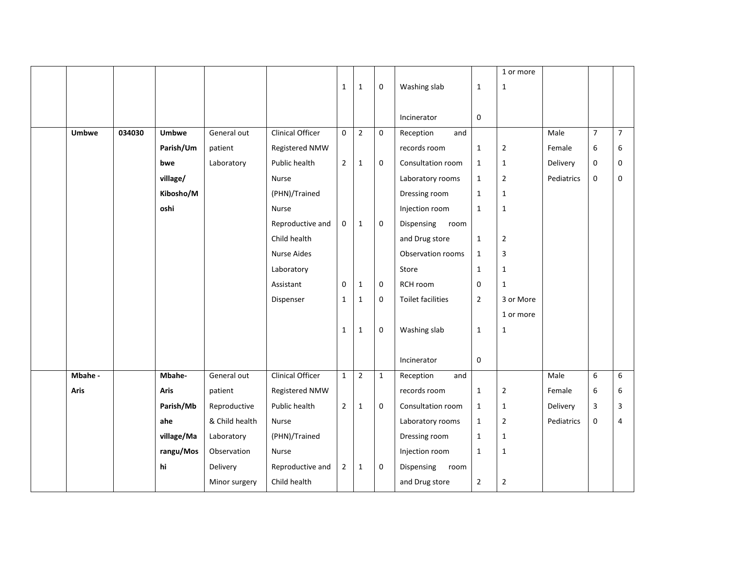| | | | | | | | | | | | | | |
|---|---|---|---|---|---|---|---|---|---|---|---|---|---|
| | | | | | 1 | 1 | 0 | Washing slab<br><br>Incinerator | 1<br><br>0 | 1 or more<br>1 | | | |
| | **Umbwe** | **034030** | **Umbwe Parish/Umbwe village/ Kibosho/Moshi** | General out patient<br>Laboratory | Clinical Officer<br>Registered NMW<br>Public health Nurse (PHN)/Trained Nurse<br>Reproductive and Child health<br>Nurse Aides<br>Laboratory Assistant<br>Dispenser | 0<br><br>2<br><br><br>0<br><br><br>0<br>1<br><br>1 | 2<br><br>1<br><br><br>1<br><br><br>1<br>1<br><br>1 | 0<br><br>0<br><br><br>0<br><br><br>0<br>0<br><br>0 | Reception and records room<br>Consultation room<br>Laboratory rooms<br>Dressing room<br>Injection room<br>Dispensing room and Drug store<br>Observation rooms<br>Store<br>RCH room<br>Toilet facilities<br><br>Washing slab<br><br>Incinerator | 1<br>1<br>1<br>1<br>1<br>1<br>1<br>1<br>0<br>2<br><br>1<br><br>0 | 2<br>1<br>2<br>1<br>1<br>2<br>3<br>1<br>1<br>3 or More<br>1 or more<br>1 | Male<br>Female<br>Delivery<br>Pediatrics | 7<br>6<br>0<br>0 | 7<br>6<br>0<br>0 |
| | **Mbahe - Aris** | | **Mbahe-Aris Parish/Mbahe village/Marangu/Moshi** | General out patient<br>Reproductive & Child health<br>Laboratory<br>Observation<br>Delivery<br>Minor surgery | Clinical Officer<br>Registered NMW<br>Public health Nurse (PHN)/Trained Nurse<br>Reproductive and Child health | 1<br><br>2<br><br><br>2 | 2<br><br>1<br><br><br>1 | 1<br><br>0<br><br><br>0 | Reception and records room<br>Consultation room<br>Laboratory rooms<br>Dressing room<br>Injection room<br>Dispensing room and Drug store | 1<br>1<br>1<br>1<br>1<br>2 | 2<br>1<br>2<br>1<br>1<br>2 | Male<br>Female<br>Delivery<br>Pediatrics | 6<br>6<br>3<br>0 | 6<br>6<br>3<br>4 |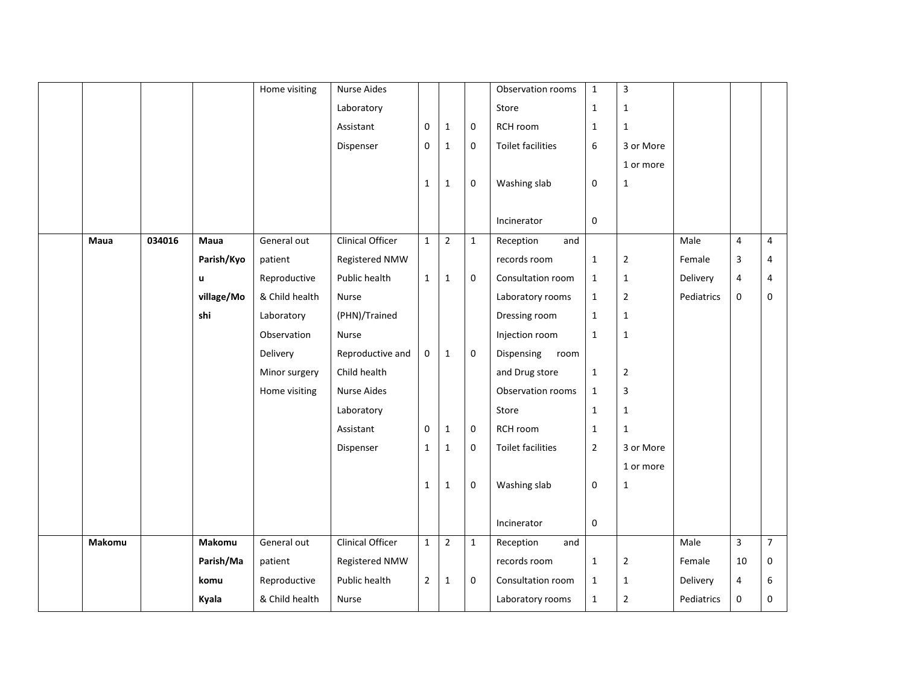|  |  |  |  |  |  |  |  |  |  |  |  |  |  |
|---|---|---|---|---|---|---|---|---|---|---|---|---|---|
|  |  |  |  | Home visiting | Nurse Aides<br>Laboratory<br>Assistant<br>Dispenser | <br><br>0<br>0<br><br>1 | <br><br>1<br>1<br><br>1 | <br><br>0<br>0<br><br>0 | Observation rooms<br>Store<br>RCH room<br>Toilet facilities<br><br>Washing slab<br><br>Incinerator | 1<br>1<br>1<br>6<br><br>0<br><br>0 | 3<br>1<br>1<br>3 or More<br>1 or more<br>1 |  |  |  |
|  | **Maua** | **034016** | **Maua Parish/Kyou village/Moshi** | General out patient<br>Reproductive & Child health<br>Laboratory<br>Observation<br>Delivery<br>Minor surgery<br>Home visiting | Clinical Officer<br>Registered NMW<br>Public health Nurse (PHN)/Trained Nurse<br>Reproductive and Child health<br>Nurse Aides<br>Laboratory<br>Assistant<br>Dispenser | 1<br><br>1<br><br><br><br>0<br><br><br><br>0<br>1<br><br>1 | 2<br><br>1<br><br><br><br>1<br><br><br><br>1<br>1<br><br>1 | 1<br><br>0<br><br><br><br>0<br><br><br><br>0<br>0<br><br>0 | Reception and records room<br>Consultation room<br>Laboratory rooms<br>Dressing room<br>Injection room<br>Dispensing room and Drug store<br>Observation rooms<br>Store<br>RCH room<br>Toilet facilities<br><br>Washing slab<br><br>Incinerator | 1<br>1<br>1<br>1<br>1<br>1<br>1<br>1<br>1<br>2<br><br>0<br><br>0 | 2<br>1<br>2<br>1<br>1<br>2<br>3<br>1<br>1<br>3 or More<br>1 or more<br>1 | Male<br>Female<br>Delivery<br>Pediatrics | 4<br>3<br>4<br>0 | 4<br>4<br>4<br>0 |
|  | **Makomu** |  | **Makomu Parish/Makomu Kyala** | General out patient<br>Reproductive & Child health | Clinical Officer<br>Registered NMW<br>Public health Nurse | 1<br><br>2 | 2<br><br>1 | 1<br><br>0 | Reception and records room<br>Consultation room<br>Laboratory rooms | 1<br>1<br>1 | 2<br>1<br>2 | Male<br>Female<br>Delivery<br>Pediatrics | 3<br>10<br>4<br>0 | 7<br>0<br>6<br>0 |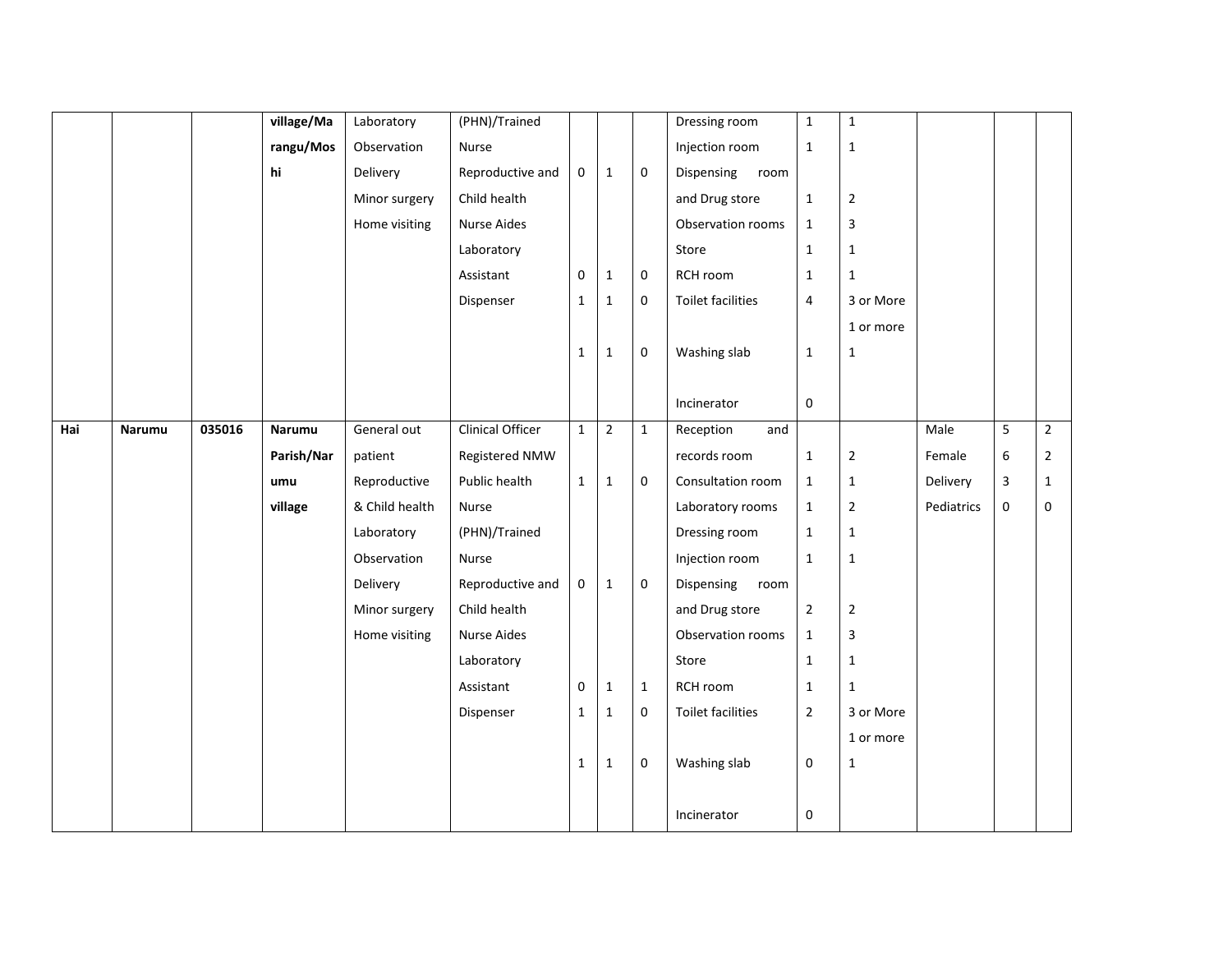| | | | | | | | | | | | | | | |
|---|---|---|---|---|---|---|---|---|---|---|---|---|---|---|
| | | | village/Marangu/Moshi | Laboratory<br>Observation<br>Delivery<br>Minor surgery<br>Home visiting | (PHN)/Trained Nurse<br><br>Reproductive and Child health Nurse Aides<br><br>Laboratory Assistant<br><br>Dispenser | <br><br>0<br><br><br><br>0<br>1<br><br>1 | <br><br>1<br><br><br><br>1<br>1<br><br>1 | <br><br>0<br><br><br><br>0<br>0<br><br>0 | Dressing room<br>Injection room<br>Dispensing room and Drug store<br>Observation rooms<br>Store<br>RCH room<br>Toilet facilities<br><br>Washing slab<br><br>Incinerator | 1<br>1<br>1<br>1<br>1<br>1<br>4<br><br>1<br><br>0 | 1<br>1<br>2<br>3<br>1<br>1<br>3 or More<br>1 or more<br>1 | | | |
| **Hai** | **Narumu** | **035016** | **Narumu Parish/Narumu village** | General out patient<br>Reproductive & Child health<br>Laboratory<br>Observation<br>Delivery<br>Minor surgery<br>Home visiting | Clinical Officer<br>Registered NMW<br>Public health Nurse (PHN)/Trained Nurse<br><br>Reproductive and Child health Nurse Aides<br><br>Laboratory Assistant<br><br>Dispenser | 1<br><br>1<br><br><br>0<br><br><br>0<br>1<br><br>1 | 2<br><br>1<br><br><br>1<br><br><br>1<br>1<br><br>1 | 1<br><br>0<br><br><br>0<br><br><br>1<br>0<br><br>0 | Reception and records room<br>Consultation room<br>Laboratory rooms<br>Dressing room<br>Injection room<br>Dispensing room and Drug store<br>Observation rooms<br>Store<br>RCH room<br>Toilet facilities<br><br>Washing slab<br><br>Incinerator | 1<br>1<br>1<br>1<br>1<br>2<br>1<br>1<br>1<br>2<br><br>0<br><br>0 | 2<br>1<br>2<br>1<br>1<br>2<br>3<br>1<br>1<br>3 or More<br>1 or more<br>1 | Male<br>Female<br>Delivery<br>Pediatrics | 5<br>6<br>3<br>0 | 2<br>2<br>1<br>0 |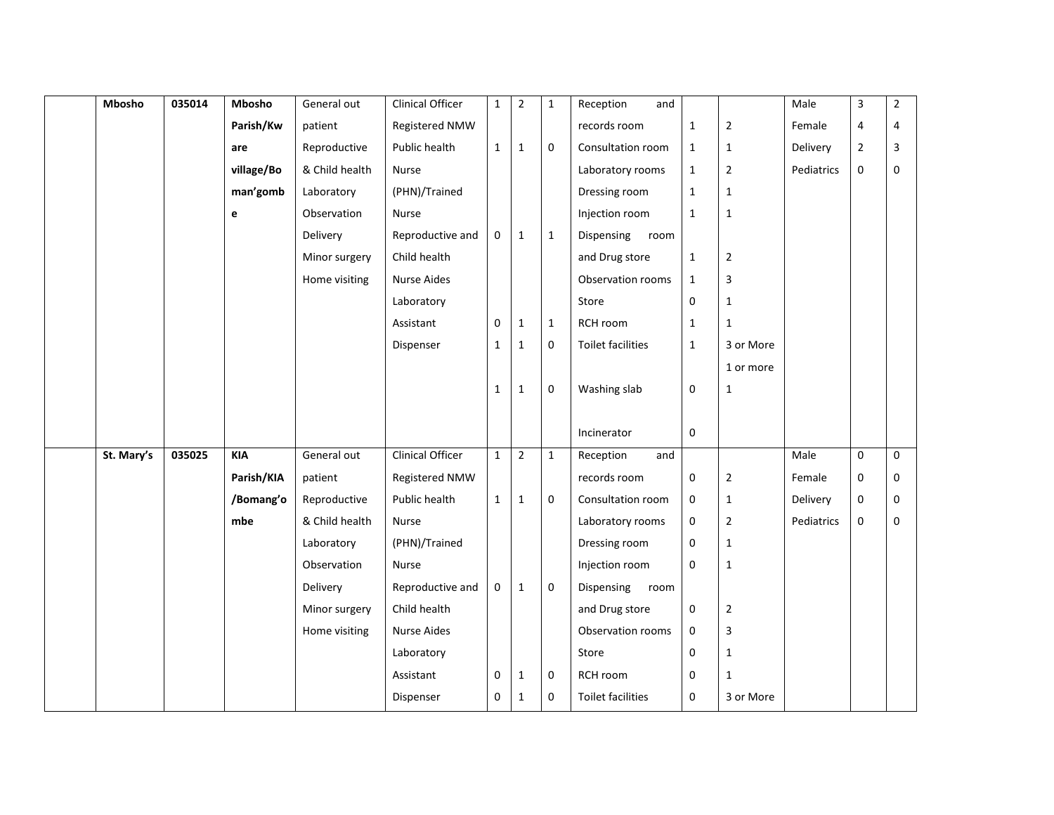| | | | | | | | | | | | | | |
|---|---|---|---|---|---|---|---|---|---|---|---|---|---|
| | **Mbosho** | **035014** | **Mbosho Parish/Kware village/Boman'gombe** | General out patient<br>Reproductive & Child health<br>Laboratory<br>Observation<br>Delivery<br>Minor surgery<br>Home visiting | Clinical Officer<br>Registered NMW<br>Public health Nurse (PHN)/Trained Nurse<br>Reproductive and Child health Nurse Aides<br>Laboratory Assistant<br>Dispenser | 1<br><br>1<br><br>0<br><br>0<br>1<br>1 | 2<br><br>1<br><br>1<br><br>1<br>1<br>1 | 1<br><br>0<br><br>1<br><br>1<br>0<br>0 | Reception and records room<br>Consultation room<br>Laboratory rooms<br>Dressing room<br>Injection room<br>Dispensing room and Drug store<br>Observation rooms<br>Store<br>RCH room<br>Toilet facilities<br>Washing slab<br>Incinerator | 1<br>1<br>1<br>1<br>1<br>1<br>1<br>0<br>1<br>1<br>0<br>0 | 2<br>1<br>2<br>1<br>1<br>2<br>3<br>1<br>1<br>3 or More<br>1 or more<br>1 | Male<br>Female<br>Delivery<br>Pediatrics | 3<br>4<br>2<br>0 | 2<br>4<br>3<br>0 |
| | **St. Mary's** | **035025** | **KIA Parish/KIA /Bomang'ombe** | General out patient<br>Reproductive & Child health<br>Laboratory<br>Observation<br>Delivery<br>Minor surgery<br>Home visiting | Clinical Officer<br>Registered NMW<br>Public health Nurse (PHN)/Trained Nurse<br>Reproductive and Child health Nurse Aides<br>Laboratory Assistant<br>Dispenser | 1<br><br>1<br><br>0<br><br>0<br>0 | 2<br><br>1<br><br>1<br><br>1<br>1 | 1<br><br>0<br><br>0<br><br>0<br>0 | Reception and records room<br>Consultation room<br>Laboratory rooms<br>Dressing room<br>Injection room<br>Dispensing room and Drug store<br>Observation rooms<br>Store<br>RCH room<br>Toilet facilities | 0<br>0<br>0<br>0<br>0<br>0<br>0<br>0<br>0<br>0 | 2<br>1<br>2<br>1<br>1<br>2<br>3<br>1<br>1<br>3 or More | Male<br>Female<br>Delivery<br>Pediatrics | 0<br>0<br>0<br>0 | 0<br>0<br>0<br>0 |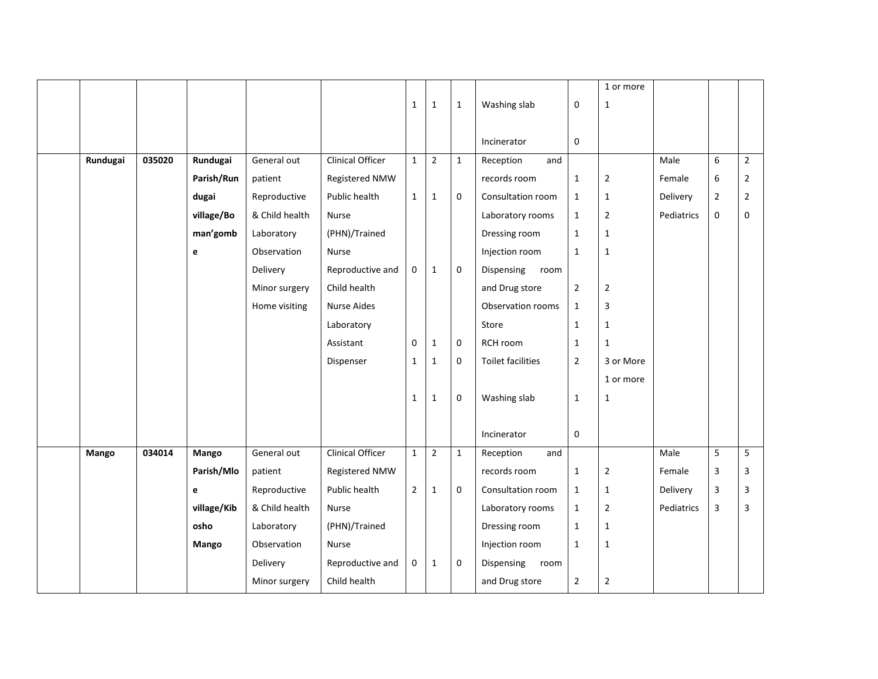| | | | | | | | | | | | | | |
|---|---|---|---|---|---|---|---|---|---|---|---|---|---|
| | | | | | 1 | 1 | 1 | Washing slab<br><br>Incinerator | 0<br><br>0 | 1 or more<br>1 | | | |
| | **Rundugai** | **035020** | **Rundugai Parish/Rundugai village/Boman'gombe** | General out patient<br>Reproductive & Child health<br>Laboratory<br>Observation<br>Delivery<br>Minor surgery<br>Home visiting | Clinical Officer<br>Registered NMW<br>Public health Nurse (PHN)/Trained Nurse<br>Reproductive and Child health Nurse Aides<br>Laboratory Assistant<br>Dispenser | 1<br><br>1<br><br><br><br>0<br><br><br><br>0<br>1<br><br>1 | 2<br><br>1<br><br><br><br>1<br><br><br><br>1<br>1<br><br>1 | 1<br><br>0<br><br><br><br>0<br><br><br><br>0<br>0<br><br>0 | Reception and records room<br>Consultation room<br>Laboratory rooms<br>Dressing room<br>Injection room<br>Dispensing room and Drug store<br>Observation rooms<br>Store<br>RCH room<br>Toilet facilities<br><br>Washing slab<br><br>Incinerator | <br>1<br>1<br>1<br>1<br>1<br><br>2<br>1<br>1<br>1<br>2<br><br>1<br><br>0 | <br>2<br>1<br>2<br>1<br>1<br><br>2<br>3<br>1<br>1<br>3 or More<br>1 or more<br>1 | Male<br>Female<br>Delivery<br>Pediatrics | 6<br>6<br>2<br>0 | 2<br>2<br>2<br>0 |
| | **Mango** | **034014** | **Mango Parish/Mloe village/Kibosho Mango** | General out patient<br>Reproductive & Child health<br>Laboratory<br>Observation<br>Delivery<br>Minor surgery | Clinical Officer<br>Registered NMW<br>Public health Nurse (PHN)/Trained Nurse<br>Reproductive and Child health | 1<br><br>2<br><br><br><br>0 | 2<br><br>1<br><br><br><br>1 | 1<br><br>0<br><br><br><br>0 | Reception and records room<br>Consultation room<br>Laboratory rooms<br>Dressing room<br>Injection room<br>Dispensing room and Drug store | <br>1<br>1<br>1<br>1<br>1<br><br>2 | <br>2<br>1<br>2<br>1<br>1<br><br>2 | Male<br>Female<br>Delivery<br>Pediatrics | 5<br>3<br>3<br>3 | 5<br>3<br>3<br>3 |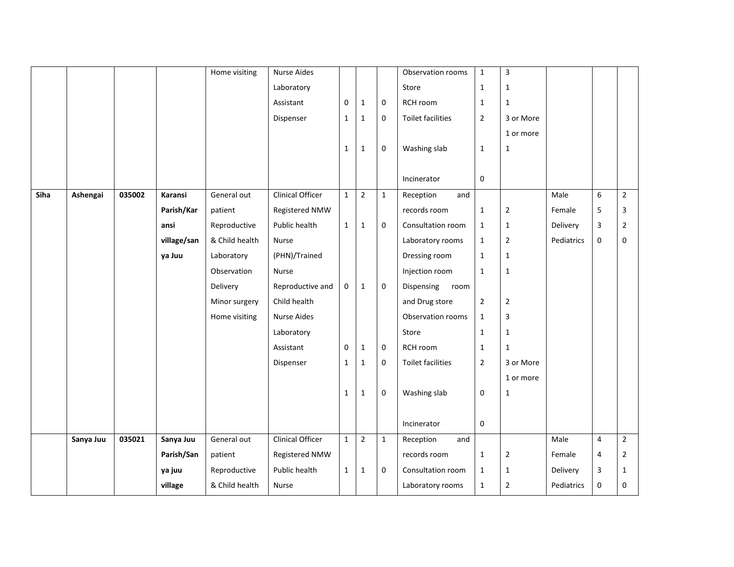| | | | | | | | | | | | | | | |
|---|---|---|---|---|---|---|---|---|---|---|---|---|---|---|
| | | | | Home visiting | Nurse Aides | | | | Observation rooms | 1 | 3 | | | |
| | | | | | Laboratory | | | | Store | 1 | 1 | | | |
| | | | | | Assistant | 0 | 1 | 0 | RCH room | 1 | 1 | | | |
| | | | | | Dispenser | 1 | 1 | 0 | Toilet facilities | 2 | 3 or More | | | |
| | | | | | | | | | | | 1 or more | | | |
| | | | | | | 1 | 1 | 0 | Washing slab | 1 | 1 | | | |
| | | | | | | | | | Incinerator | 0 | | | | |
| **Siha** | **Ashengai** | **035002** | **Karansi Parish/Karansi village/sanya Juu** | General out patient | Clinical Officer | 1 | 2 | 1 | Reception and records room | 1 | 2 | Male | 6 | 2 |
| | | | | Reproductive & Child health | Registered NMW | | | | Consultation room | 1 | 1 | Female | 5 | 3 |
| | | | | Laboratory | Public health Nurse (PHN)/Trained Nurse | 1 | 1 | 0 | Laboratory rooms | 1 | 2 | Delivery | 3 | 2 |
| | | | | Observation | | | | | Dressing room | 1 | 1 | Pediatrics | 0 | 0 |
| | | | | Delivery | | | | | Injection room | 1 | 1 | | | |
| | | | | Minor surgery | Reproductive and Child health | 0 | 1 | 0 | Dispensing room and Drug store | 2 | 2 | | | |
| | | | | Home visiting | Nurse Aides | | | | Observation rooms | 1 | 3 | | | |
| | | | | | Laboratory | | | | Store | 1 | 1 | | | |
| | | | | | Assistant | 0 | 1 | 0 | RCH room | 1 | 1 | | | |
| | | | | | Dispenser | 1 | 1 | 0 | Toilet facilities | 2 | 3 or More | | | |
| | | | | | | | | | | | 1 or more | | | |
| | | | | | | 1 | 1 | 0 | Washing slab | 0 | 1 | | | |
| | | | | | | | | | Incinerator | 0 | | | | |
| | **Sanya Juu** | **035021** | **Sanya Juu Parish/Sanya juu village** | General out patient | Clinical Officer | 1 | 2 | 1 | Reception and records room | 1 | 2 | Male | 4 | 2 |
| | | | | Reproductive & Child health | Registered NMW | | | | Consultation room | 1 | 1 | Female | 4 | 2 |
| | | | | | Public health Nurse | 1 | 1 | 0 | Laboratory rooms | 1 | 2 | Delivery | 3 | 1 |
| | | | | | | | | | | | | Pediatrics | 0 | 0 |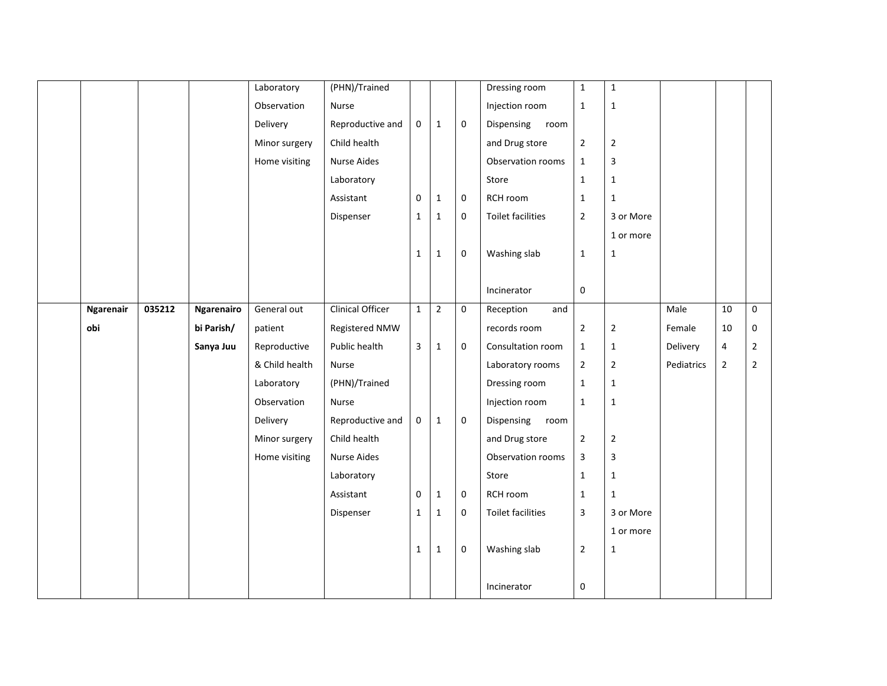| | | | | | | | | | | | | | |
|---|---|---|---|---|---|---|---|---|---|---|---|---|---|
| | | | Laboratory<br>Observation<br>Delivery<br>Minor surgery<br>Home visiting | (PHN)/Trained Nurse<br>Reproductive and Child health Nurse Aides<br>Laboratory Assistant<br>Dispenser | 0<br><br>0<br>1<br><br>1 | 1<br><br>1<br>1<br><br>1 | 0<br><br>0<br>0<br><br>0 | Dressing room<br>Injection room<br>Dispensing room and Drug store<br>Observation rooms<br>Store<br>RCH room<br>Toilet facilities<br><br>Washing slab<br><br>Incinerator | 1<br>1<br>2<br>1<br>1<br>1<br>2<br><br>1<br><br>0 | 1<br>1<br>2<br>3<br>1<br>1<br>3 or More<br>1 or more<br>1 | | | |
| | **Ngarenairobi** | **035212** | **Ngarenairobi Parish/ Sanya Juu** | General out patient<br>Reproductive & Child health<br>Laboratory<br>Observation<br>Delivery<br>Minor surgery<br>Home visiting | Clinical Officer<br>Registered NMW<br>Public health Nurse (PHN)/Trained Nurse<br>Reproductive and Child health Nurse Aides<br>Laboratory Assistant<br>Dispenser | 1<br><br>3<br><br>0<br><br>0<br>1<br><br>1 | 2<br><br>1<br><br>1<br><br>1<br>1<br><br>1 | 0<br><br>0<br><br>0<br><br>0<br>0<br><br>0 | Reception and records room<br>Consultation room<br>Laboratory rooms<br>Dressing room<br>Injection room<br>Dispensing room and Drug store<br>Observation rooms<br>Store<br>RCH room<br>Toilet facilities<br><br>Washing slab<br><br>Incinerator | 2<br>1<br>2<br>1<br>1<br>2<br>3<br>1<br>1<br>3<br><br>2<br><br>0 | 2<br>1<br>2<br>1<br>1<br>2<br>3<br>1<br>1<br>3 or More<br>1 or more<br>1 | Male<br>Female<br>Delivery<br>Pediatrics | 10<br>10<br>4<br>2 | 0<br>0<br>2<br>2 |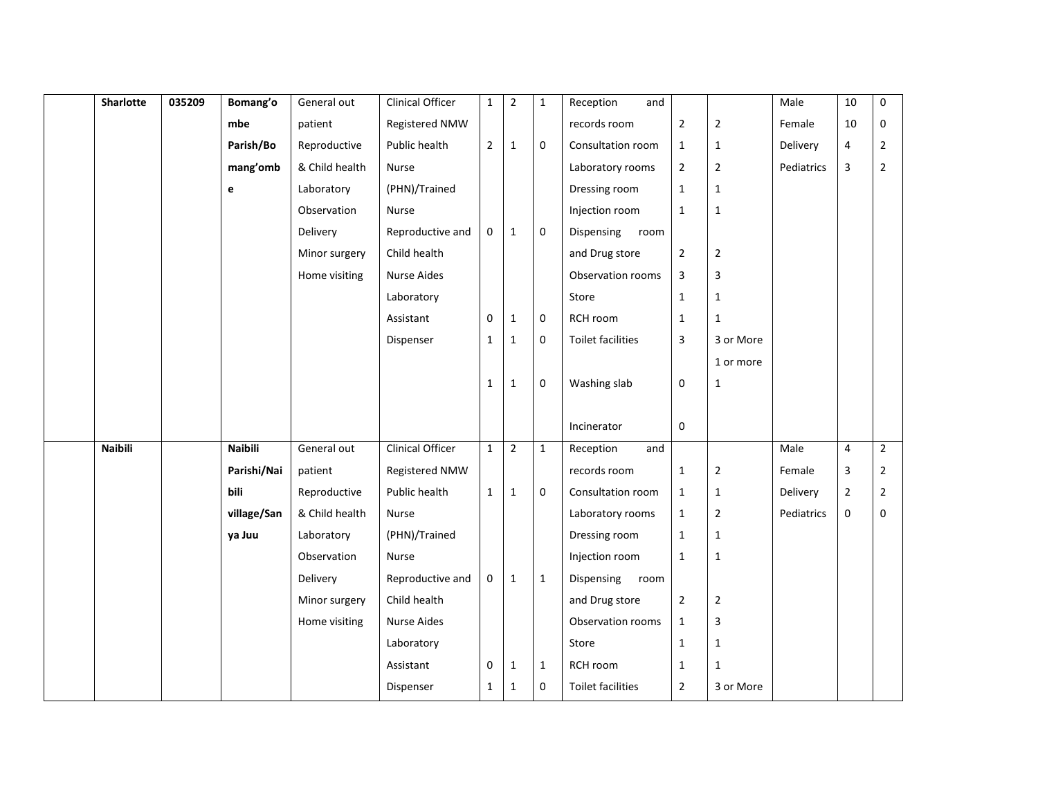|  | Sharlotte | 035209 | Bomang'ombe Parish/Bomang'ombe | General out patient | Clinical Officer | 1 | 2 | 1 | Reception and records room | 2 | 2 | Male | 10 | 0 |
|---|---|---|---|---|---|---|---|---|---|---|---|---|---|---|
|  |  |  |  | Reproductive & Child health | Registered NMW | | | | Consultation room | 1 | 1 | Female | 10 | 0 |
|  |  |  |  | Laboratory | Public health Nurse (PHN)/Trained Nurse | 2 | 1 | 0 | Laboratory rooms | 2 | 2 | Delivery | 4 | 2 |
|  |  |  |  | Observation |  |  |  |  | Dressing room | 1 | 1 | Pediatrics | 3 | 2 |
|  |  |  |  | Delivery |  |  |  |  | Injection room | 1 | 1 |  |  |  |
|  |  |  |  | Minor surgery | Reproductive and Child health | 0 | 1 | 0 | Dispensing room and Drug store | 2 | 2 |  |  |  |
|  |  |  |  | Home visiting | Nurse Aides |  |  |  | Observation rooms | 3 | 3 |  |  |  |
|  |  |  |  |  | Laboratory Assistant | 0 | 1 | 0 | Store | 1 | 1 |  |  |  |
|  |  |  |  |  | Dispenser | 1 | 1 | 0 | RCH room | 1 | 1 |  |  |  |
|  |  |  |  |  |  |  |  |  | Toilet facilities | 3 | 3 or More |  |  |  |
|  |  |  |  |  |  | 1 | 1 | 0 | Washing slab | 0 | 1 or more 1 |  |  |  |
|  |  |  |  |  |  |  |  |  | Incinerator | 0 |  |  |  |  |
|  | Naibili |  | Naibili Parishi/Naibili village/Sanya Juu | General out patient | Clinical Officer | 1 | 2 | 1 | Reception and records room | 1 | 2 | Male | 4 | 2 |
|  |  |  |  | Reproductive & Child health | Registered NMW |  |  |  | Consultation room | 1 | 1 | Female | 3 | 2 |
|  |  |  |  | Laboratory | Public health Nurse (PHN)/Trained Nurse | 1 | 1 | 0 | Laboratory rooms | 1 | 2 | Delivery | 2 | 2 |
|  |  |  |  | Observation |  |  |  |  | Dressing room | 1 | 1 | Pediatrics | 0 | 0 |
|  |  |  |  | Delivery |  |  |  |  | Injection room | 1 | 1 |  |  |  |
|  |  |  |  | Minor surgery | Reproductive and Child health | 0 | 1 | 1 | Dispensing room and Drug store | 2 | 2 |  |  |  |
|  |  |  |  | Home visiting | Nurse Aides |  |  |  | Observation rooms | 1 | 3 |  |  |  |
|  |  |  |  |  | Laboratory Assistant | 0 | 1 | 1 | Store | 1 | 1 |  |  |  |
|  |  |  |  |  | Dispenser | 1 | 1 | 0 | RCH room | 1 | 1 |  |  |  |
|  |  |  |  |  |  |  |  |  | Toilet facilities | 2 | 3 or More |  |  |  |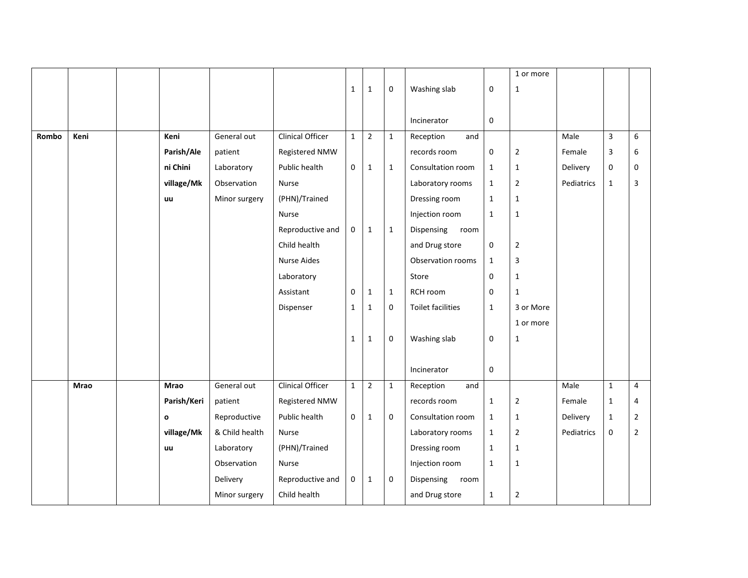| | | | | | | | | | | | | | | |
|---|---|---|---|---|---|---|---|---|---|---|---|---|---|---|
| | | | | | | | | | | | 1 or more | | | |
| | | | | | | 1 | 1 | 0 | Washing slab | 0 | 1 | | | |
| | | | | | | | | | Incinerator | 0 | | | | |
| **Rombo** | **Keni** | | **Keni Parish/Aleni Chini village/Mkuu** | General out patient | Clinical Officer | 1 | 2 | 1 | Reception and | | | Male | 3 | 6 |
| | | | | Laboratory | Registered NMW | | | | records room | 0 | 2 | Female | 3 | 6 |
| | | | | Observation | Public health | 0 | 1 | 1 | Consultation room | 1 | 1 | Delivery | 0 | 0 |
| | | | | Minor surgery | Nurse | | | | Laboratory rooms | 1 | 2 | Pediatrics | 1 | 3 |
| | | | | | (PHN)/Trained | | | | Dressing room | 1 | 1 | | | |
| | | | | | Nurse | | | | Injection room | 1 | 1 | | | |
| | | | | | Reproductive and | 0 | 1 | 1 | Dispensing room | | | | | |
| | | | | | Child health | | | | and Drug store | 0 | 2 | | | |
| | | | | | Nurse Aides | | | | Observation rooms | 1 | 3 | | | |
| | | | | | Laboratory | | | | Store | 0 | 1 | | | |
| | | | | | Assistant | 0 | 1 | 1 | RCH room | 0 | 1 | | | |
| | | | | | Dispenser | 1 | 1 | 0 | Toilet facilities | 1 | 3 or More | | | |
| | | | | | | | | | | | 1 or more | | | |
| | | | | | | 1 | 1 | 0 | Washing slab | 0 | 1 | | | |
| | | | | | | | | | Incinerator | 0 | | | | |
| | **Mrao** | | **Mrao Parish/Kerio village/Mkuu** | General out patient | Clinical Officer | 1 | 2 | 1 | Reception and | | | Male | 1 | 4 |
| | | | | Reproductive & Child health | Registered NMW | | | | records room | 1 | 2 | Female | 1 | 4 |
| | | | | Laboratory | Public health | 0 | 1 | 0 | Consultation room | 1 | 1 | Delivery | 1 | 2 |
| | | | | Observation | Nurse | | | | Laboratory rooms | 1 | 2 | Pediatrics | 0 | 2 |
| | | | | Delivery | (PHN)/Trained | | | | Dressing room | 1 | 1 | | | |
| | | | | Minor surgery | Nurse | | | | Injection room | 1 | 1 | | | |
| | | | | | Reproductive and | 0 | 1 | 0 | Dispensing room | | | | | |
| | | | | | Child health | | | | and Drug store | 1 | 2 | | | |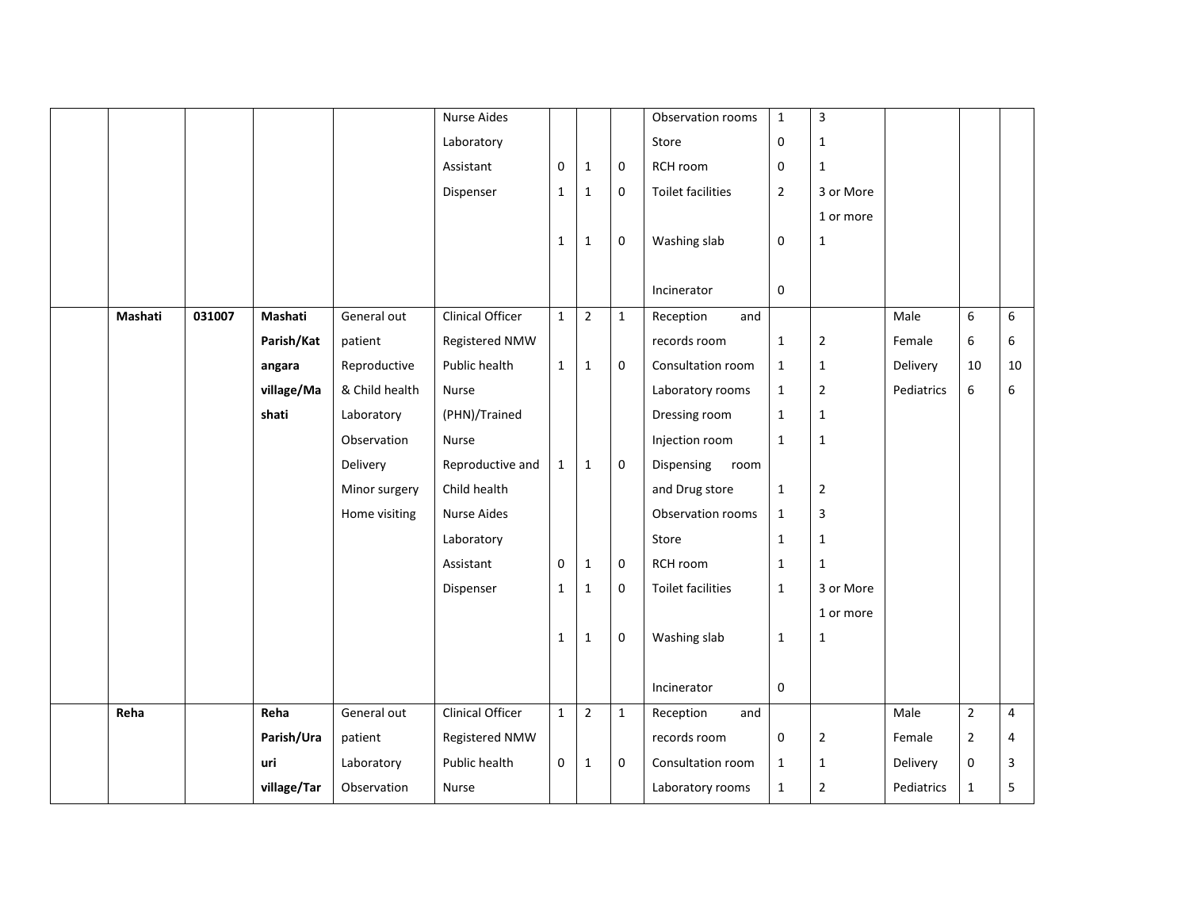| | | | | | | | | | | | | | |
|---|---|---|---|---|---|---|---|---|---|---|---|---|---|
| | | | | Nurse Aides | | | | Observation rooms | 1 | 3 | | | |
| | | | | Laboratory | | | | Store | 0 | 1 | | | |
| | | | | Assistant | 0 | 1 | 0 | RCH room | 0 | 1 | | | |
| | | | | Dispenser | 1 | 1 | 0 | Toilet facilities | 2 | 3 or More | | | |
| | | | | | | | | | | 1 or more | | | |
| | | | | | 1 | 1 | 0 | Washing slab | 0 | 1 | | | |
| | | | | | | | | Incinerator | 0 | | | | |
| | **Mashati** | **031007** | **Mashati Parish/Katangara village/Mashati** | General out patient | Clinical Officer | 1 | 2 | 1 | Reception and records room | 1 | 2 | Male | 6 | 6 |
| | | | | Reproductive & Child health | Registered NMW | | | | Consultation room | 1 | 1 | Female | 6 | 6 |
| | | | | Laboratory | Public health Nurse (PHN)/Trained Nurse | 1 | 1 | 0 | Laboratory rooms | 1 | 2 | Delivery | 10 | 10 |
| | | | | Observation | | | | | Dressing room | 1 | 1 | Pediatrics | 6 | 6 |
| | | | | Delivery | | | | | Injection room | 1 | 1 | | | |
| | | | | Minor surgery | Reproductive and Child health | 1 | 1 | 0 | Dispensing room and Drug store | 1 | 2 | | | |
| | | | | Home visiting | Nurse Aides | | | | Observation rooms | 1 | 3 | | | |
| | | | | | Laboratory | | | | Store | 1 | 1 | | | |
| | | | | | Assistant | 0 | 1 | 0 | RCH room | 1 | 1 | | | |
| | | | | | Dispenser | 1 | 1 | 0 | Toilet facilities | 1 | 3 or More | | | |
| | | | | | | | | | | | 1 or more | | | |
| | | | | | | 1 | 1 | 0 | Washing slab | 1 | 1 | | | |
| | | | | | | | | | Incinerator | 0 | | | | |
| | **Reha** | | **Reha Parish/Urauri village/Tar** | General out patient | Clinical Officer | 1 | 2 | 1 | Reception and records room | 0 | 2 | Male | 2 | 4 |
| | | | | | Registered NMW | | | | | | | Female | 2 | 4 |
| | | | | Laboratory | Public health | 0 | 1 | 0 | Consultation room | 1 | 1 | Delivery | 0 | 3 |
| | | | | Observation | Nurse | | | | Laboratory rooms | 1 | 2 | Pediatrics | 1 | 5 |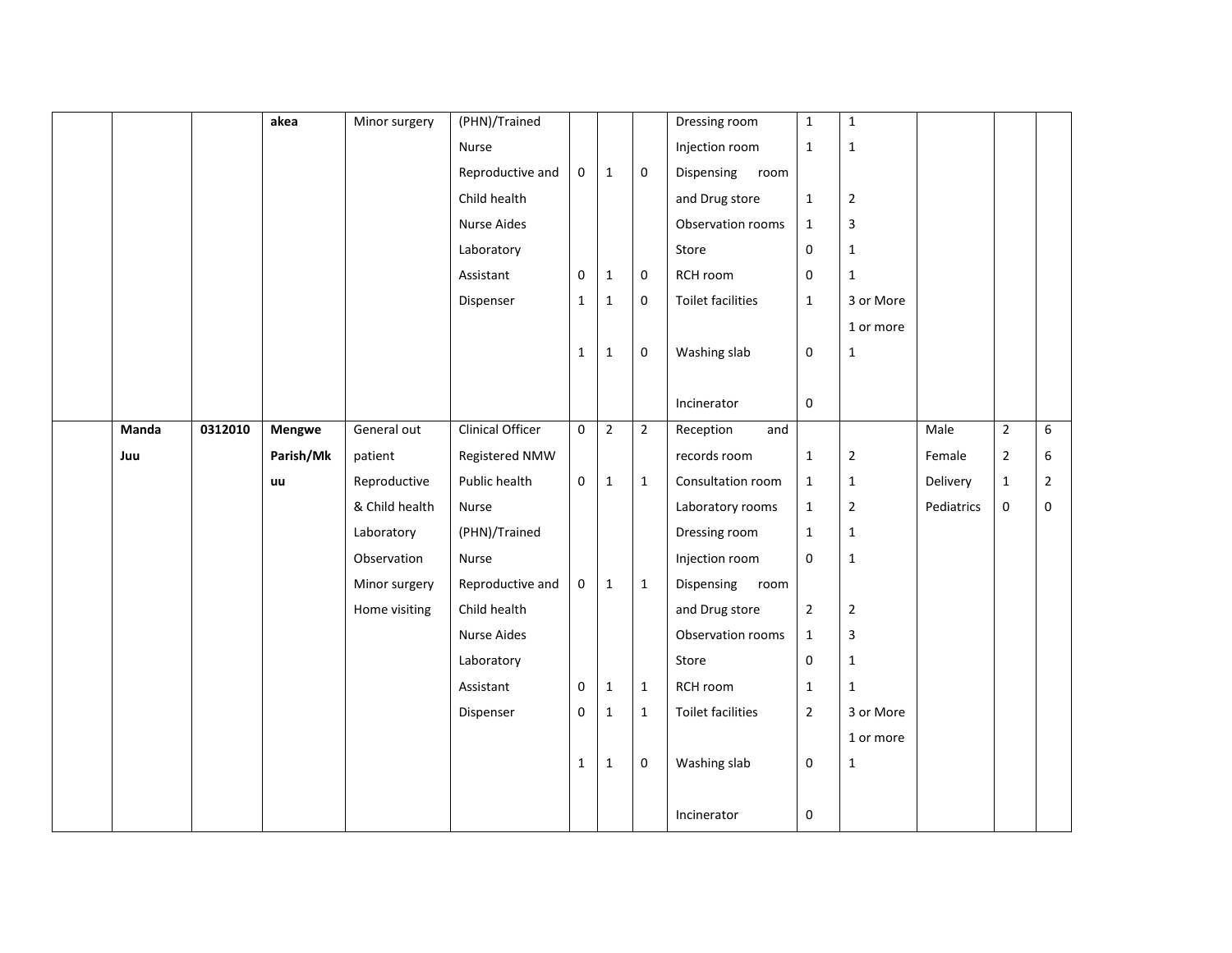| | | | akea | Minor surgery | (PHN)/Trained Nurse<br>Reproductive and Child health Nurse Aides<br>Laboratory Assistant<br>Dispenser | <br><br>0<br><br><br>0<br>1<br><br>1 | <br><br>1<br><br><br>1<br>1<br><br>1 | <br><br>0<br><br><br>0<br>0<br><br>0 | Dressing room<br>Injection room<br>Dispensing room and Drug store<br>Observation rooms<br>Store<br>RCH room<br>Toilet facilities<br><br>Washing slab<br><br>Incinerator | 1<br>1<br><br>1<br>1<br>0<br>0<br>1<br><br>0<br><br>0 | 1<br>1<br><br>2<br>3<br>1<br>1<br>3 or More<br>1 or more<br>1 | | | |
|---|---|---|---|---|---|---|---|---|---|---|---|---|---|---|
| | **Manda Juu** | **0312010** | **Mengwe Parish/Mkuu** | General out patient<br>Reproductive & Child health<br>Laboratory<br>Observation<br>Minor surgery<br>Home visiting | Clinical Officer<br>Registered NMW<br>Public health Nurse (PHN)/Trained Nurse<br>Reproductive and Child health Nurse Aides<br>Laboratory Assistant<br>Dispenser | 0<br><br>0<br><br><br>0<br><br><br>0<br>0<br><br>1 | 2<br><br>1<br><br><br>1<br><br><br>1<br>1<br><br>1 | 2<br><br>1<br><br><br>1<br><br><br>1<br>1<br><br>0 | Reception and records room<br>Consultation room<br>Laboratory rooms<br>Dressing room<br>Injection room<br>Dispensing room and Drug store<br>Observation rooms<br>Store<br>RCH room<br>Toilet facilities<br><br>Washing slab<br><br>Incinerator | <br>1<br>1<br>1<br>1<br>0<br><br>2<br>1<br>0<br>1<br>2<br><br>0<br><br>0 | <br>2<br>1<br>2<br>1<br>1<br><br>2<br>3<br>1<br>1<br>3 or More<br>1 or more<br>1 | Male<br>Female<br>Delivery<br>Pediatrics | 2<br>2<br>1<br>0 | 6<br>6<br>2<br>0 |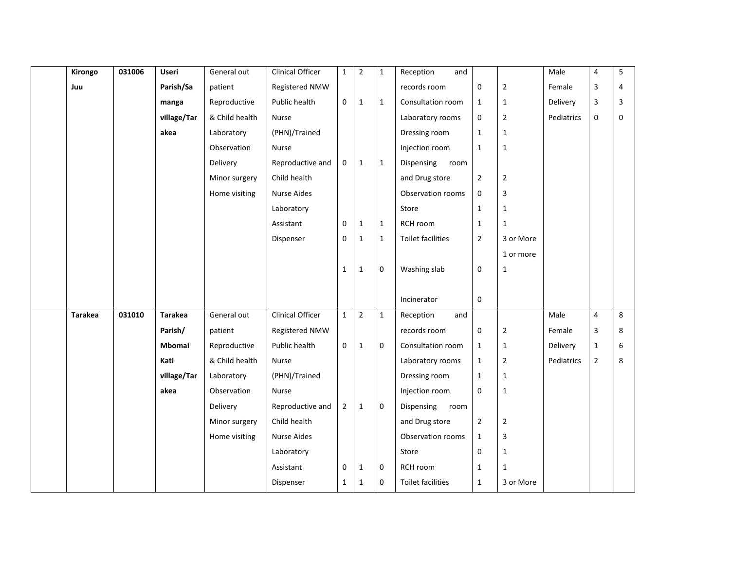| | | | | | | | | | | | | | | |
|---|---|---|---|---|---|---|---|---|---|---|---|---|---|---|
| | **Kirongo Juu** | **031006** | **Useri Parish/Samanga village/Tarakea** | General out patient<br>Reproductive & Child health<br>Laboratory<br>Observation<br>Delivery<br>Minor surgery<br>Home visiting | Clinical Officer | 1 | 2 | 1 | Reception and records room | 0 | 2 | Male | 4 | 5 |
| | | | | | Registered NMW | | | | | | | Female | 3 | 4 |
| | | | | | Public health Nurse (PHN)/Trained Nurse | 0 | 1 | 1 | Consultation room | 1 | 1 | Delivery | 3 | 3 |
| | | | | | | | | | Laboratory rooms | 0 | 2 | Pediatrics | 0 | 0 |
| | | | | | | | | | Dressing room | 1 | 1 | | | |
| | | | | | | | | | Injection room | 1 | 1 | | | |
| | | | | | Reproductive and Child health Nurse Aides | 0 | 1 | 1 | Dispensing room and Drug store | 2 | 2 | | | |
| | | | | | | | | | Observation rooms | 0 | 3 | | | |
| | | | | | | | | | Store | 1 | 1 | | | |
| | | | | | Laboratory Assistant | 0 | 1 | 1 | RCH room | 1 | 1 | | | |
| | | | | | Dispenser | 0 | 1 | 1 | Toilet facilities | 2 | 3 or More | | | |
| | | | | | | 1 | 1 | 0 | Washing slab | 0 | 1 or more<br>1 | | | |
| | | | | | | | | | Incinerator | 0 | | | | |
| | **Tarakea** | **031010** | **Tarakea Parish/ Mbomai Kati village/Tarakea** | General out patient<br>Reproductive & Child health<br>Laboratory<br>Observation<br>Delivery<br>Minor surgery<br>Home visiting | Clinical Officer | 1 | 2 | 1 | Reception and records room | 0 | 2 | Male | 4 | 8 |
| | | | | | Registered NMW | | | | | | | Female | 3 | 8 |
| | | | | | Public health Nurse (PHN)/Trained Nurse | 0 | 1 | 0 | Consultation room | 1 | 1 | Delivery | 1 | 6 |
| | | | | | | | | | Laboratory rooms | 1 | 2 | Pediatrics | 2 | 8 |
| | | | | | | | | | Dressing room | 1 | 1 | | | |
| | | | | | | | | | Injection room | 0 | 1 | | | |
| | | | | | Reproductive and Child health Nurse Aides | 2 | 1 | 0 | Dispensing room and Drug store | 2 | 2 | | | |
| | | | | | | | | | Observation rooms | 1 | 3 | | | |
| | | | | | | | | | Store | 0 | 1 | | | |
| | | | | | Laboratory Assistant | 0 | 1 | 0 | RCH room | 1 | 1 | | | |
| | | | | | Dispenser | 1 | 1 | 0 | Toilet facilities | 1 | 3 or More | | | |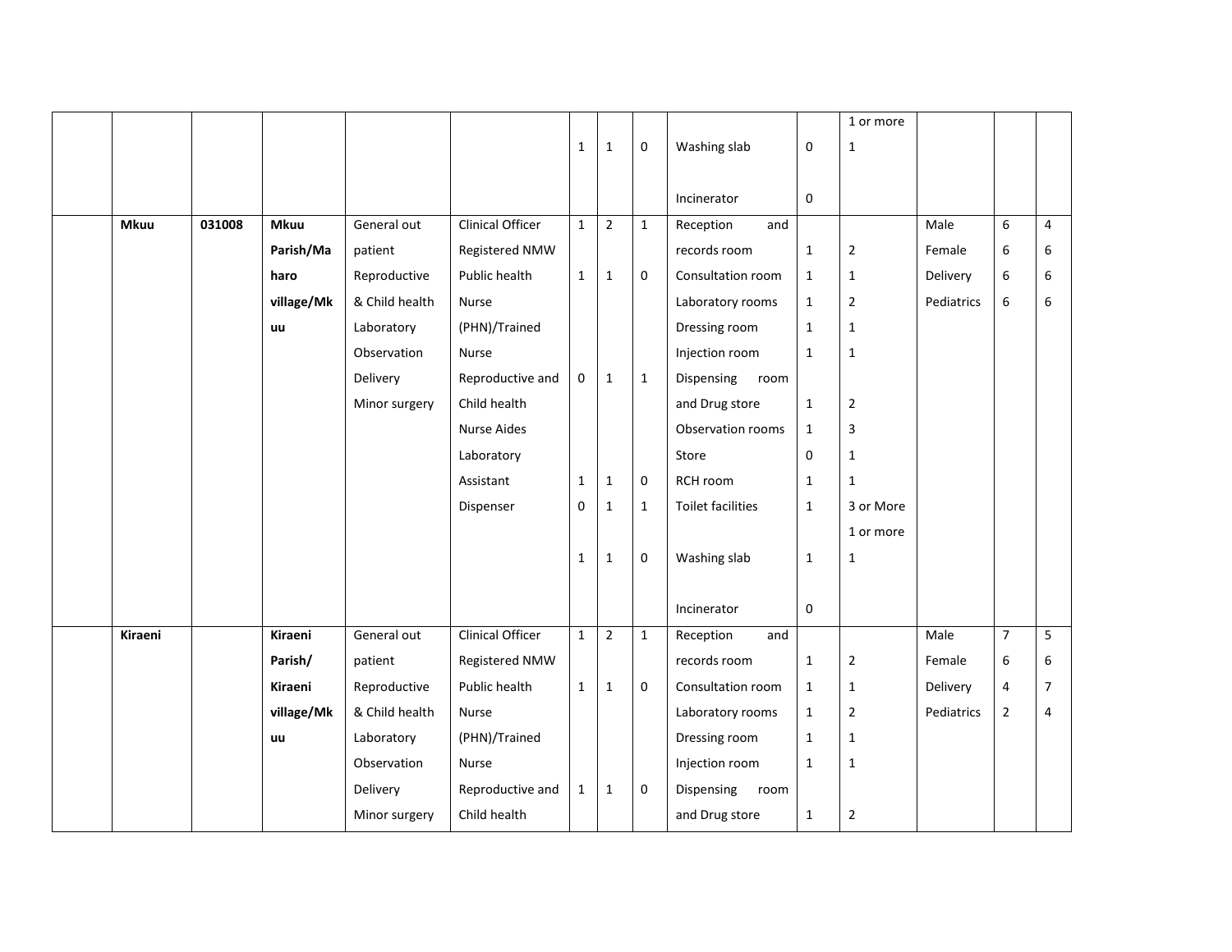| | | | | | | | | | | | | | |
|---|---|---|---|---|---|---|---|---|---|---|---|---|---|
| | | | | | 1 | 1 | 0 | Washing slab<br><br>Incinerator | 0<br><br>0 | 1 or more<br>1 | | | |
| | **Mkuu** | **031008** | **Mkuu Parish/Maharo village/Mkuu** | General out patient<br>Reproductive & Child health<br>Laboratory<br>Observation<br>Delivery<br>Minor surgery | Clinical Officer<br>Registered NMW<br>Public health Nurse (PHN)/Trained Nurse<br>Reproductive and Child health Nurse Aides<br>Laboratory Assistant<br>Dispenser | 1<br><br>1<br><br>0<br><br>1<br>0<br><br>1 | 2<br><br>1<br><br>1<br><br>1<br>1<br><br>1 | 1<br><br>0<br><br>1<br><br>0<br>1<br><br>0 | Reception and records room<br>Consultation room<br>Laboratory rooms<br>Dressing room<br>Injection room<br>Dispensing room and Drug store<br>Observation rooms<br>Store<br>RCH room<br>Toilet facilities<br><br>Washing slab<br><br>Incinerator | 1<br>1<br>1<br>1<br>1<br>1<br>1<br>0<br>1<br>1<br><br>1<br><br>0 | 2<br>1<br>2<br>1<br>1<br>2<br>3<br>1<br>1<br>3 or More<br>1 or more<br>1 | Male<br>Female<br>Delivery<br>Pediatrics | 6<br>6<br>6<br>6 | 4<br>6<br>6<br>6 |
| | **Kiraeni** | | **Kiraeni Parish/ Kiraeni village/Mkuu** | General out patient<br>Reproductive & Child health<br>Laboratory<br>Observation<br>Delivery<br>Minor surgery | Clinical Officer<br>Registered NMW<br>Public health Nurse (PHN)/Trained Nurse<br>Reproductive and Child health | 1<br><br>1<br><br>1 | 2<br><br>1<br><br>1 | 1<br><br>0<br><br>0 | Reception and records room<br>Consultation room<br>Laboratory rooms<br>Dressing room<br>Injection room<br>Dispensing room and Drug store | 1<br>1<br>1<br>1<br>1<br>1 | 2<br>1<br>2<br>1<br>1<br>2 | Male<br>Female<br>Delivery<br>Pediatrics | 7<br>6<br>4<br>2 | 5<br>6<br>7<br>4 |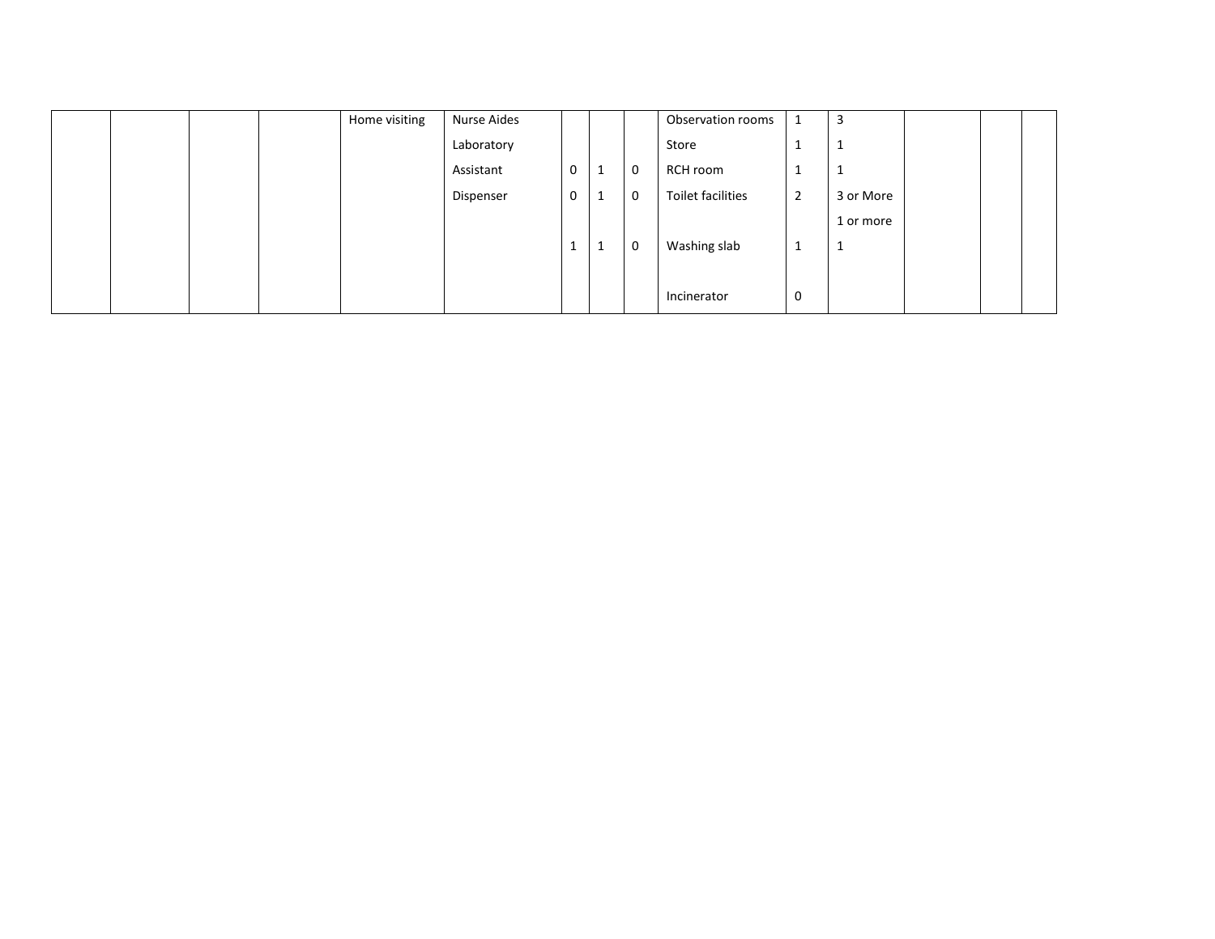| | | | | | | | | | | | | | | |
|---|---|---|---|---|---|---|---|---|---|---|---|---|---|---|
| | | | | Home visiting | Nurse Aides | | | | Observation rooms | 1 | 3 | | | |
| | | | | | Laboratory | | | | Store | 1 | 1 | | | |
| | | | | | Assistant | 0 | 1 | 0 | RCH room | 1 | 1 | | | |
| | | | | | Dispenser | 0 | 1 | 0 | Toilet facilities | 2 | 3 or More | | | |
| | | | | | | | | | | | 1 or more | | | |
| | | | | | | 1 | 1 | 0 | Washing slab | 1 | 1 | | | |
| | | | | | | | | | Incinerator | 0 | | | | |